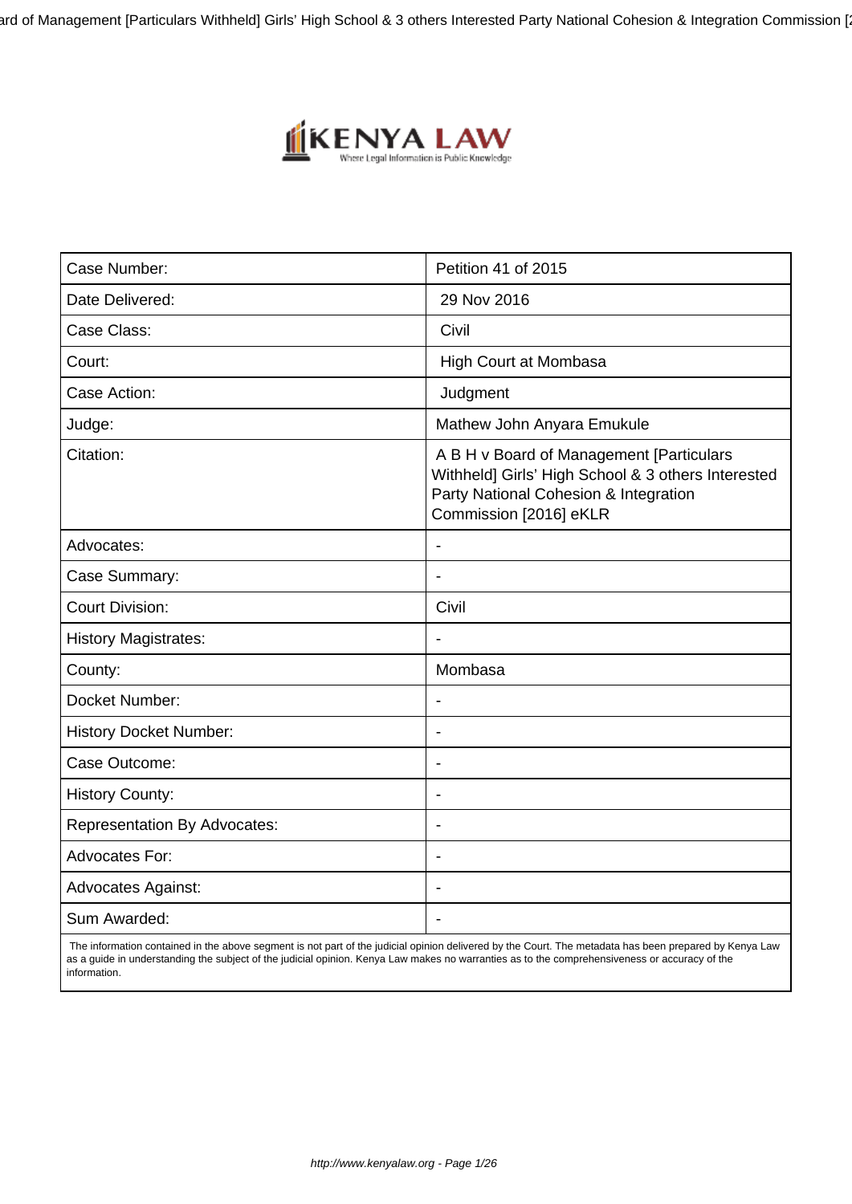| Case Number: | Petition 41 of 2015 |
| --- | --- |
| Date Delivered: | 29 Nov 2016 |
| Case Class: | Civil |
| Court: | High Court at Mombasa |
| Case Action: | Judgment |
| Judge: | Mathew John Anyara Emukule |
| Citation: | A B H v Board of Management [Particulars Withheld] Girls' High School & 3 others Interested Party National Cohesion & Integration Commission [2016] eKLR |
| Advocates: | - |
| Case Summary: | - |
| Court Division: | Civil |
| History Magistrates: | - |
| County: | Mombasa |
| Docket Number: | - |
| History Docket Number: | - |
| Case Outcome: | - |
| History County: | - |
| Representation By Advocates: | - |
| Advocates For: | - |
| Advocates Against: | - |
| Sum Awarded: | - |

The information contained in the above segment is not part of the judicial opinion delivered by the Court. The metadata has been prepared by Kenya Law as a guide in understanding the subject of the judicial opinion. Kenya Law makes no warranties as to the comprehensiveness or accuracy of the information.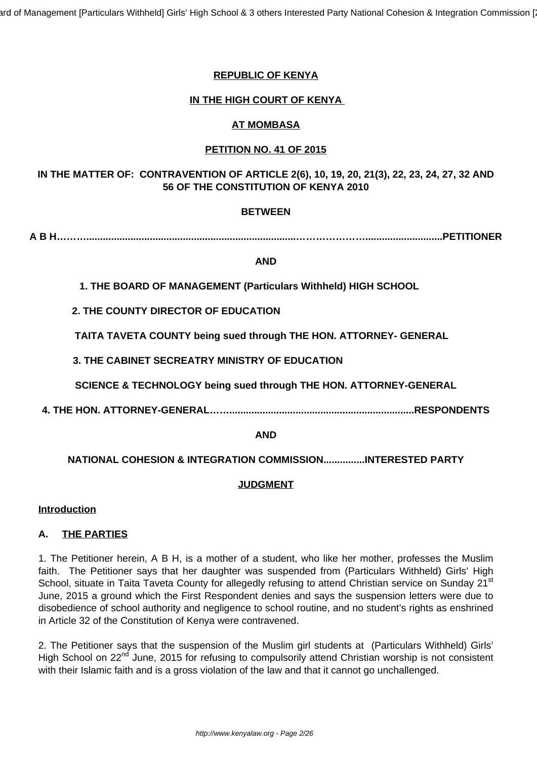**REPUBLIC OF KENYA**

**IN THE HIGH COURT OF KENYA**

**AT MOMBASA**

**PETITION NO. 41 OF 2015**

**IN THE MATTER OF: CONTRAVENTION OF ARTICLE 2(6), 10, 19, 20, 21(3), 22, 23, 24, 27, 32 AND 56 OF THE CONSTITUTION OF KENYA 2010**

**BETWEEN**

**A B H……….................................................................................……………….............................PETITIONER**

**AND**

**1. THE BOARD OF MANAGEMENT (Particulars Withheld) HIGH SCHOOL**

**2. THE COUNTY DIRECTOR OF EDUCATION**

**TAITA TAVETA COUNTY being sued through THE HON. ATTORNEY- GENERAL**

**3. THE CABINET SECREATRY MINISTRY OF EDUCATION**

**SCIENCE & TECHNOLOGY being sued through THE HON. ATTORNEY-GENERAL**

**4. THE HON. ATTORNEY-GENERAL……...................................................................RESPONDENTS**

**AND**

**NATIONAL COHESION & INTEGRATION COMMISSION...............INTERESTED PARTY**

**JUDGMENT**

**Introduction**

**A. THE PARTIES**

1. The Petitioner herein, A B H, is a mother of a student, who like her mother, professes the Muslim faith. The Petitioner says that her daughter was suspended from (Particulars Withheld) Girls' High School, situate in Taita Taveta County for allegedly refusing to attend Christian service on Sunday 21st June, 2015 a ground which the First Respondent denies and says the suspension letters were due to disobedience of school authority and negligence to school routine, and no student's rights as enshrined in Article 32 of the Constitution of Kenya were contravened.

2. The Petitioner says that the suspension of the Muslim girl students at (Particulars Withheld) Girls' High School on 22nd June, 2015 for refusing to compulsorily attend Christian worship is not consistent with their Islamic faith and is a gross violation of the law and that it cannot go unchallenged.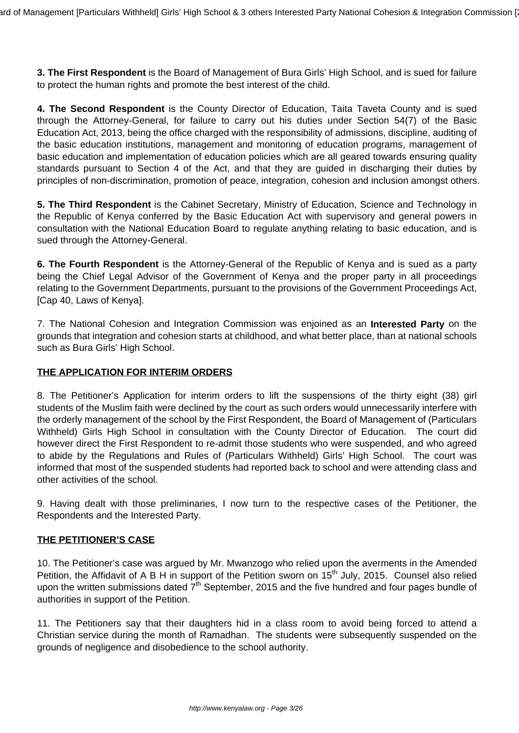**3. The First Respondent** is the Board of Management of Bura Girls' High School, and is sued for failure to protect the human rights and promote the best interest of the child.

**4. The Second Respondent** is the County Director of Education, Taita Taveta County and is sued through the Attorney-General, for failure to carry out his duties under Section 54(7) of the Basic Education Act, 2013, being the office charged with the responsibility of admissions, discipline, auditing of the basic education institutions, management and monitoring of education programs, management of basic education and implementation of education policies which are all geared towards ensuring quality standards pursuant to Section 4 of the Act, and that they are guided in discharging their duties by principles of non-discrimination, promotion of peace, integration, cohesion and inclusion amongst others.

**5. The Third Respondent** is the Cabinet Secretary, Ministry of Education, Science and Technology in the Republic of Kenya conferred by the Basic Education Act with supervisory and general powers in consultation with the National Education Board to regulate anything relating to basic education, and is sued through the Attorney-General.

**6. The Fourth Respondent** is the Attorney-General of the Republic of Kenya and is sued as a party being the Chief Legal Advisor of the Government of Kenya and the proper party in all proceedings relating to the Government Departments, pursuant to the provisions of the Government Proceedings Act, [Cap 40, Laws of Kenya].

7. The National Cohesion and Integration Commission was enjoined as an **Interested Party** on the grounds that integration and cohesion starts at childhood, and what better place, than at national schools such as Bura Girls' High School.

**THE APPLICATION FOR INTERIM ORDERS**

8. The Petitioner's Application for interim orders to lift the suspensions of the thirty eight (38) girl students of the Muslim faith were declined by the court as such orders would unnecessarily interfere with the orderly management of the school by the First Respondent, the Board of Management of (Particulars Withheld) Girls High School in consultation with the County Director of Education. The court did however direct the First Respondent to re-admit those students who were suspended, and who agreed to abide by the Regulations and Rules of (Particulars Withheld) Girls' High School. The court was informed that most of the suspended students had reported back to school and were attending class and other activities of the school.

9. Having dealt with those preliminaries, I now turn to the respective cases of the Petitioner, the Respondents and the Interested Party.

**THE PETITIONER'S CASE**

10. The Petitioner's case was argued by Mr. Mwanzogo who relied upon the averments in the Amended Petition, the Affidavit of A B H in support of the Petition sworn on 15th July, 2015. Counsel also relied upon the written submissions dated 7th September, 2015 and the five hundred and four pages bundle of authorities in support of the Petition.

11. The Petitioners say that their daughters hid in a class room to avoid being forced to attend a Christian service during the month of Ramadhan. The students were subsequently suspended on the grounds of negligence and disobedience to the school authority.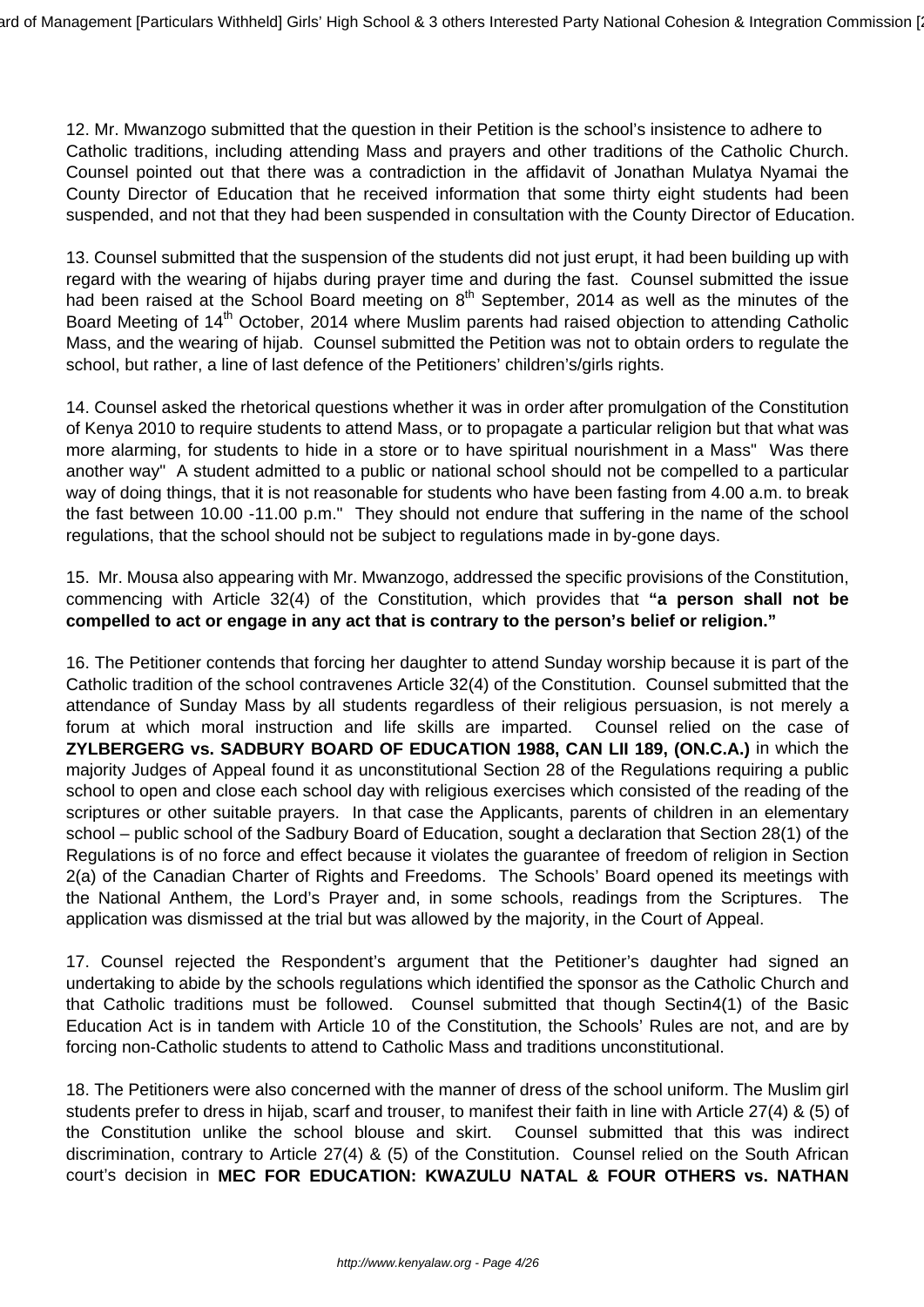12. Mr. Mwanzogo submitted that the question in their Petition is the school's insistence to adhere to Catholic traditions, including attending Mass and prayers and other traditions of the Catholic Church. Counsel pointed out that there was a contradiction in the affidavit of Jonathan Mulatya Nyamai the County Director of Education that he received information that some thirty eight students had been suspended, and not that they had been suspended in consultation with the County Director of Education.

13. Counsel submitted that the suspension of the students did not just erupt, it had been building up with regard with the wearing of hijabs during prayer time and during the fast. Counsel submitted the issue had been raised at the School Board meeting on 8th September, 2014 as well as the minutes of the Board Meeting of 14th October, 2014 where Muslim parents had raised objection to attending Catholic Mass, and the wearing of hijab. Counsel submitted the Petition was not to obtain orders to regulate the school, but rather, a line of last defence of the Petitioners' children's/girls rights.

14. Counsel asked the rhetorical questions whether it was in order after promulgation of the Constitution of Kenya 2010 to require students to attend Mass, or to propagate a particular religion but that what was more alarming, for students to hide in a store or to have spiritual nourishment in a Mass" Was there another way" A student admitted to a public or national school should not be compelled to a particular way of doing things, that it is not reasonable for students who have been fasting from 4.00 a.m. to break the fast between 10.00 -11.00 p.m." They should not endure that suffering in the name of the school regulations, that the school should not be subject to regulations made in by-gone days.

15. Mr. Mousa also appearing with Mr. Mwanzogo, addressed the specific provisions of the Constitution, commencing with Article 32(4) of the Constitution, which provides that **"a person shall not be compelled to act or engage in any act that is contrary to the person's belief or religion."**

16. The Petitioner contends that forcing her daughter to attend Sunday worship because it is part of the Catholic tradition of the school contravenes Article 32(4) of the Constitution. Counsel submitted that the attendance of Sunday Mass by all students regardless of their religious persuasion, is not merely a forum at which moral instruction and life skills are imparted. Counsel relied on the case of **ZYLBERGERG vs. SADBURY BOARD OF EDUCATION 1988, CAN LII 189, (ON.C.A.)** in which the majority Judges of Appeal found it as unconstitutional Section 28 of the Regulations requiring a public school to open and close each school day with religious exercises which consisted of the reading of the scriptures or other suitable prayers. In that case the Applicants, parents of children in an elementary school – public school of the Sadbury Board of Education, sought a declaration that Section 28(1) of the Regulations is of no force and effect because it violates the guarantee of freedom of religion in Section 2(a) of the Canadian Charter of Rights and Freedoms. The Schools' Board opened its meetings with the National Anthem, the Lord's Prayer and, in some schools, readings from the Scriptures. The application was dismissed at the trial but was allowed by the majority, in the Court of Appeal.

17. Counsel rejected the Respondent's argument that the Petitioner's daughter had signed an undertaking to abide by the schools regulations which identified the sponsor as the Catholic Church and that Catholic traditions must be followed. Counsel submitted that though Sectin4(1) of the Basic Education Act is in tandem with Article 10 of the Constitution, the Schools' Rules are not, and are by forcing non-Catholic students to attend to Catholic Mass and traditions unconstitutional.

18. The Petitioners were also concerned with the manner of dress of the school uniform. The Muslim girl students prefer to dress in hijab, scarf and trouser, to manifest their faith in line with Article 27(4) & (5) of the Constitution unlike the school blouse and skirt. Counsel submitted that this was indirect discrimination, contrary to Article 27(4) & (5) of the Constitution. Counsel relied on the South African court's decision in **MEC FOR EDUCATION: KWAZULU NATAL & FOUR OTHERS vs. NATHAN**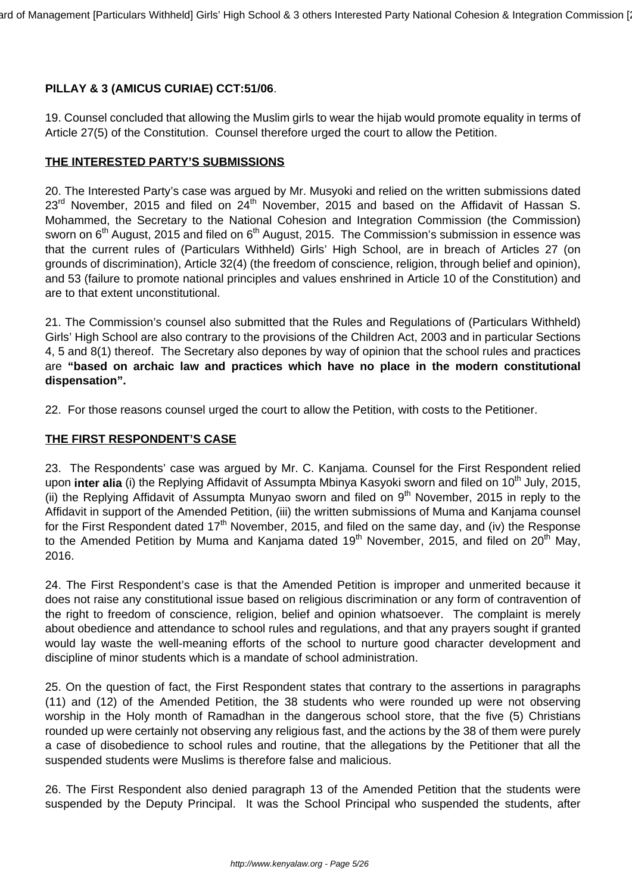**PILLAY & 3 (AMICUS CURIAE) CCT:51/06**.

19. Counsel concluded that allowing the Muslim girls to wear the hijab would promote equality in terms of Article 27(5) of the Constitution. Counsel therefore urged the court to allow the Petition.

**THE INTERESTED PARTY'S SUBMISSIONS**

20. The Interested Party's case was argued by Mr. Musyoki and relied on the written submissions dated 23rd November, 2015 and filed on 24th November, 2015 and based on the Affidavit of Hassan S. Mohammed, the Secretary to the National Cohesion and Integration Commission (the Commission) sworn on 6th August, 2015 and filed on 6th August, 2015. The Commission's submission in essence was that the current rules of (Particulars Withheld) Girls' High School, are in breach of Articles 27 (on grounds of discrimination), Article 32(4) (the freedom of conscience, religion, through belief and opinion), and 53 (failure to promote national principles and values enshrined in Article 10 of the Constitution) and are to that extent unconstitutional.

21. The Commission's counsel also submitted that the Rules and Regulations of (Particulars Withheld) Girls' High School are also contrary to the provisions of the Children Act, 2003 and in particular Sections 4, 5 and 8(1) thereof. The Secretary also depones by way of opinion that the school rules and practices are **"based on archaic law and practices which have no place in the modern constitutional dispensation".**

22. For those reasons counsel urged the court to allow the Petition, with costs to the Petitioner.

**THE FIRST RESPONDENT'S CASE**

23. The Respondents' case was argued by Mr. C. Kanjama. Counsel for the First Respondent relied upon **inter alia** (i) the Replying Affidavit of Assumpta Mbinya Kasyoki sworn and filed on 10th July, 2015, (ii) the Replying Affidavit of Assumpta Munyao sworn and filed on 9th November, 2015 in reply to the Affidavit in support of the Amended Petition, (iii) the written submissions of Muma and Kanjama counsel for the First Respondent dated 17th November, 2015, and filed on the same day, and (iv) the Response to the Amended Petition by Muma and Kanjama dated 19th November, 2015, and filed on 20th May, 2016.

24. The First Respondent's case is that the Amended Petition is improper and unmerited because it does not raise any constitutional issue based on religious discrimination or any form of contravention of the right to freedom of conscience, religion, belief and opinion whatsoever. The complaint is merely about obedience and attendance to school rules and regulations, and that any prayers sought if granted would lay waste the well-meaning efforts of the school to nurture good character development and discipline of minor students which is a mandate of school administration.

25. On the question of fact, the First Respondent states that contrary to the assertions in paragraphs (11) and (12) of the Amended Petition, the 38 students who were rounded up were not observing worship in the Holy month of Ramadhan in the dangerous school store, that the five (5) Christians rounded up were certainly not observing any religious fast, and the actions by the 38 of them were purely a case of disobedience to school rules and routine, that the allegations by the Petitioner that all the suspended students were Muslims is therefore false and malicious.

26. The First Respondent also denied paragraph 13 of the Amended Petition that the students were suspended by the Deputy Principal. It was the School Principal who suspended the students, after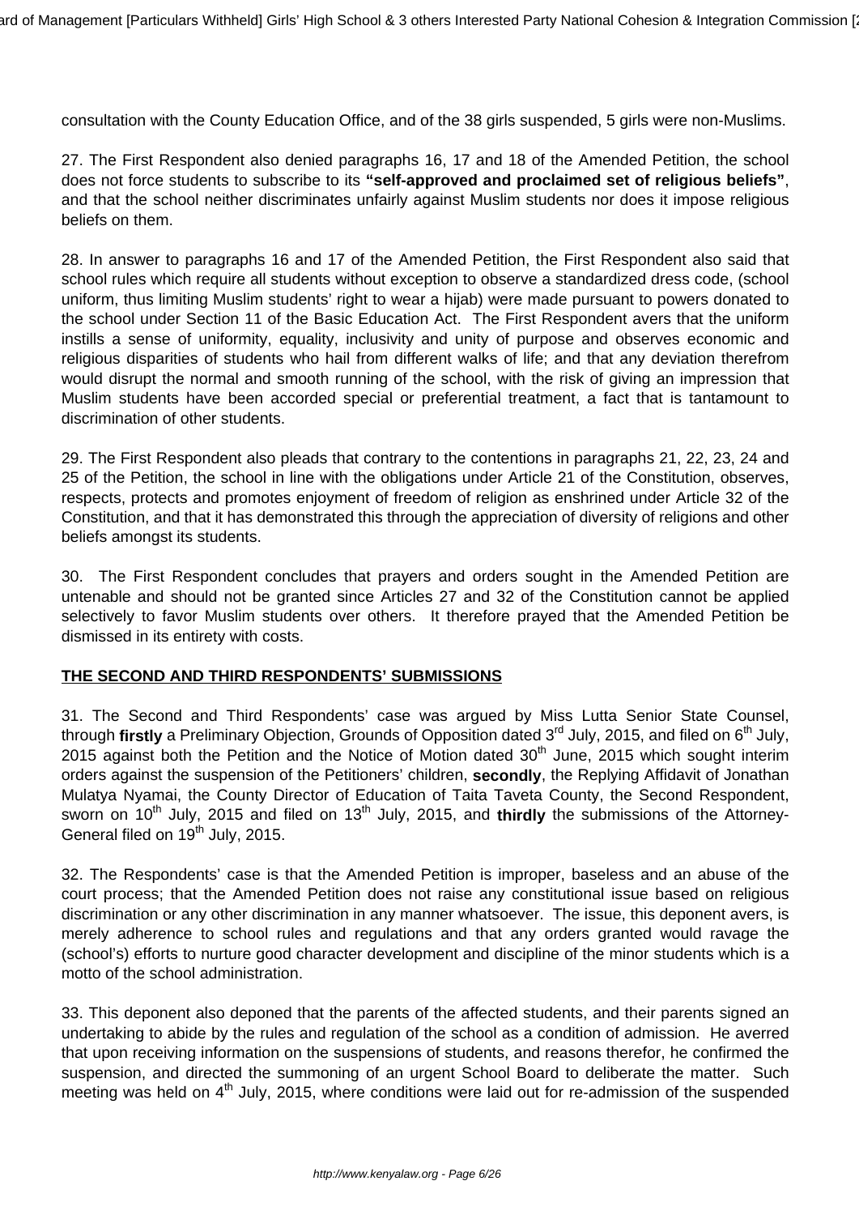consultation with the County Education Office, and of the 38 girls suspended, 5 girls were non-Muslims.

27. The First Respondent also denied paragraphs 16, 17 and 18 of the Amended Petition, the school does not force students to subscribe to its **"self-approved and proclaimed set of religious beliefs"**, and that the school neither discriminates unfairly against Muslim students nor does it impose religious beliefs on them.

28. In answer to paragraphs 16 and 17 of the Amended Petition, the First Respondent also said that school rules which require all students without exception to observe a standardized dress code, (school uniform, thus limiting Muslim students' right to wear a hijab) were made pursuant to powers donated to the school under Section 11 of the Basic Education Act. The First Respondent avers that the uniform instills a sense of uniformity, equality, inclusivity and unity of purpose and observes economic and religious disparities of students who hail from different walks of life; and that any deviation therefrom would disrupt the normal and smooth running of the school, with the risk of giving an impression that Muslim students have been accorded special or preferential treatment, a fact that is tantamount to discrimination of other students.

29. The First Respondent also pleads that contrary to the contentions in paragraphs 21, 22, 23, 24 and 25 of the Petition, the school in line with the obligations under Article 21 of the Constitution, observes, respects, protects and promotes enjoyment of freedom of religion as enshrined under Article 32 of the Constitution, and that it has demonstrated this through the appreciation of diversity of religions and other beliefs amongst its students.

30. The First Respondent concludes that prayers and orders sought in the Amended Petition are untenable and should not be granted since Articles 27 and 32 of the Constitution cannot be applied selectively to favor Muslim students over others. It therefore prayed that the Amended Petition be dismissed in its entirety with costs.

**THE SECOND AND THIRD RESPONDENTS' SUBMISSIONS**

31. The Second and Third Respondents' case was argued by Miss Lutta Senior State Counsel, through **firstly** a Preliminary Objection, Grounds of Opposition dated 3rd July, 2015, and filed on 6th July, 2015 against both the Petition and the Notice of Motion dated 30th June, 2015 which sought interim orders against the suspension of the Petitioners' children, **secondly**, the Replying Affidavit of Jonathan Mulatya Nyamai, the County Director of Education of Taita Taveta County, the Second Respondent, sworn on 10th July, 2015 and filed on 13th July, 2015, and **thirdly** the submissions of the Attorney-General filed on 19th July, 2015.

32. The Respondents' case is that the Amended Petition is improper, baseless and an abuse of the court process; that the Amended Petition does not raise any constitutional issue based on religious discrimination or any other discrimination in any manner whatsoever. The issue, this deponent avers, is merely adherence to school rules and regulations and that any orders granted would ravage the (school's) efforts to nurture good character development and discipline of the minor students which is a motto of the school administration.

33. This deponent also deponed that the parents of the affected students, and their parents signed an undertaking to abide by the rules and regulation of the school as a condition of admission. He averred that upon receiving information on the suspensions of students, and reasons therefor, he confirmed the suspension, and directed the summoning of an urgent School Board to deliberate the matter. Such meeting was held on 4th July, 2015, where conditions were laid out for re-admission of the suspended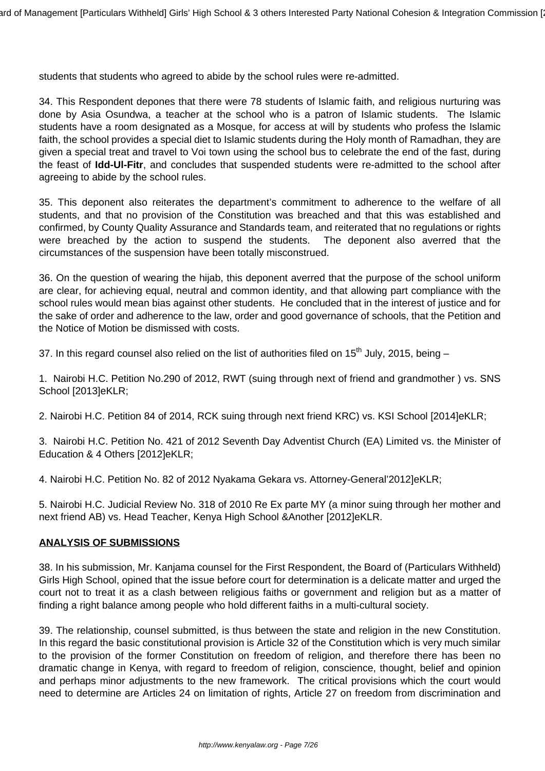students that students who agreed to abide by the school rules were re-admitted.

34. This Respondent depones that there were 78 students of Islamic faith, and religious nurturing was done by Asia Osundwa, a teacher at the school who is a patron of Islamic students. The Islamic students have a room designated as a Mosque, for access at will by students who profess the Islamic faith, the school provides a special diet to Islamic students during the Holy month of Ramadhan, they are given a special treat and travel to Voi town using the school bus to celebrate the end of the fast, during the feast of **Idd-Ul-Fitr**, and concludes that suspended students were re-admitted to the school after agreeing to abide by the school rules.

35. This deponent also reiterates the department's commitment to adherence to the welfare of all students, and that no provision of the Constitution was breached and that this was established and confirmed, by County Quality Assurance and Standards team, and reiterated that no regulations or rights were breached by the action to suspend the students. The deponent also averred that the circumstances of the suspension have been totally misconstrued.

36. On the question of wearing the hijab, this deponent averred that the purpose of the school uniform are clear, for achieving equal, neutral and common identity, and that allowing part compliance with the school rules would mean bias against other students. He concluded that in the interest of justice and for the sake of order and adherence to the law, order and good governance of schools, that the Petition and the Notice of Motion be dismissed with costs.

37. In this regard counsel also relied on the list of authorities filed on 15th July, 2015, being –

1. Nairobi H.C. Petition No.290 of 2012, RWT (suing through next of friend and grandmother ) vs. SNS School [2013]eKLR;

2. Nairobi H.C. Petition 84 of 2014, RCK suing through next friend KRC) vs. KSI School [2014]eKLR;

3. Nairobi H.C. Petition No. 421 of 2012 Seventh Day Adventist Church (EA) Limited vs. the Minister of Education & 4 Others [2012]eKLR;

4. Nairobi H.C. Petition No. 82 of 2012 Nyakama Gekara vs. Attorney-General'2012]eKLR;

5. Nairobi H.C. Judicial Review No. 318 of 2010 Re Ex parte MY (a minor suing through her mother and next friend AB) vs. Head Teacher, Kenya High School &Another [2012]eKLR.

**ANALYSIS OF SUBMISSIONS**

38. In his submission, Mr. Kanjama counsel for the First Respondent, the Board of (Particulars Withheld) Girls High School, opined that the issue before court for determination is a delicate matter and urged the court not to treat it as a clash between religious faiths or government and religion but as a matter of finding a right balance among people who hold different faiths in a multi-cultural society.

39. The relationship, counsel submitted, is thus between the state and religion in the new Constitution. In this regard the basic constitutional provision is Article 32 of the Constitution which is very much similar to the provision of the former Constitution on freedom of religion, and therefore there has been no dramatic change in Kenya, with regard to freedom of religion, conscience, thought, belief and opinion and perhaps minor adjustments to the new framework. The critical provisions which the court would need to determine are Articles 24 on limitation of rights, Article 27 on freedom from discrimination and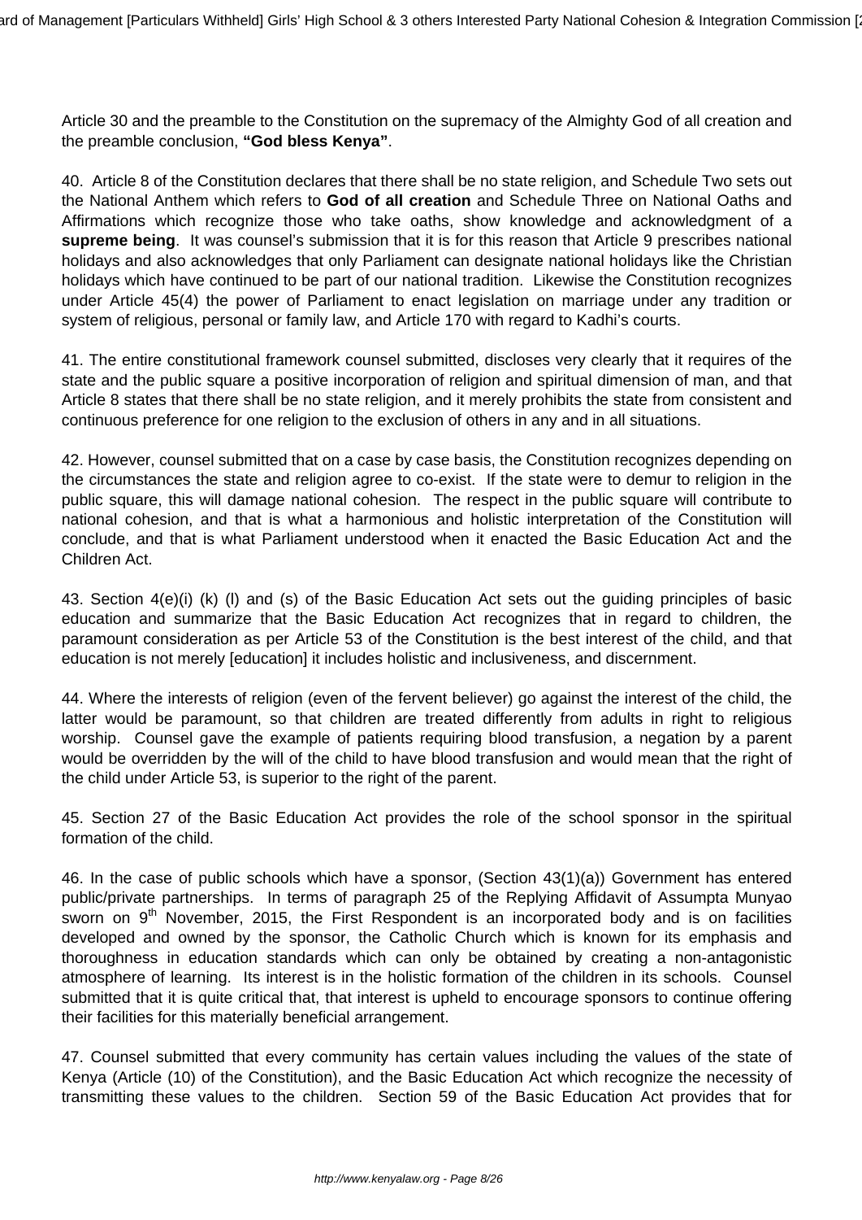Article 30 and the preamble to the Constitution on the supremacy of the Almighty God of all creation and the preamble conclusion, **"God bless Kenya"**.

40. Article 8 of the Constitution declares that there shall be no state religion, and Schedule Two sets out the National Anthem which refers to **God of all creation** and Schedule Three on National Oaths and Affirmations which recognize those who take oaths, show knowledge and acknowledgment of a **supreme being**. It was counsel's submission that it is for this reason that Article 9 prescribes national holidays and also acknowledges that only Parliament can designate national holidays like the Christian holidays which have continued to be part of our national tradition. Likewise the Constitution recognizes under Article 45(4) the power of Parliament to enact legislation on marriage under any tradition or system of religious, personal or family law, and Article 170 with regard to Kadhi's courts.

41. The entire constitutional framework counsel submitted, discloses very clearly that it requires of the state and the public square a positive incorporation of religion and spiritual dimension of man, and that Article 8 states that there shall be no state religion, and it merely prohibits the state from consistent and continuous preference for one religion to the exclusion of others in any and in all situations.

42. However, counsel submitted that on a case by case basis, the Constitution recognizes depending on the circumstances the state and religion agree to co-exist. If the state were to demur to religion in the public square, this will damage national cohesion. The respect in the public square will contribute to national cohesion, and that is what a harmonious and holistic interpretation of the Constitution will conclude, and that is what Parliament understood when it enacted the Basic Education Act and the Children Act.

43. Section 4(e)(i) (k) (l) and (s) of the Basic Education Act sets out the guiding principles of basic education and summarize that the Basic Education Act recognizes that in regard to children, the paramount consideration as per Article 53 of the Constitution is the best interest of the child, and that education is not merely [education] it includes holistic and inclusiveness, and discernment.

44. Where the interests of religion (even of the fervent believer) go against the interest of the child, the latter would be paramount, so that children are treated differently from adults in right to religious worship. Counsel gave the example of patients requiring blood transfusion, a negation by a parent would be overridden by the will of the child to have blood transfusion and would mean that the right of the child under Article 53, is superior to the right of the parent.

45. Section 27 of the Basic Education Act provides the role of the school sponsor in the spiritual formation of the child.

46. In the case of public schools which have a sponsor, (Section 43(1)(a)) Government has entered public/private partnerships. In terms of paragraph 25 of the Replying Affidavit of Assumpta Munyao sworn on 9th November, 2015, the First Respondent is an incorporated body and is on facilities developed and owned by the sponsor, the Catholic Church which is known for its emphasis and thoroughness in education standards which can only be obtained by creating a non-antagonistic atmosphere of learning. Its interest is in the holistic formation of the children in its schools. Counsel submitted that it is quite critical that, that interest is upheld to encourage sponsors to continue offering their facilities for this materially beneficial arrangement.

47. Counsel submitted that every community has certain values including the values of the state of Kenya (Article (10) of the Constitution), and the Basic Education Act which recognize the necessity of transmitting these values to the children. Section 59 of the Basic Education Act provides that for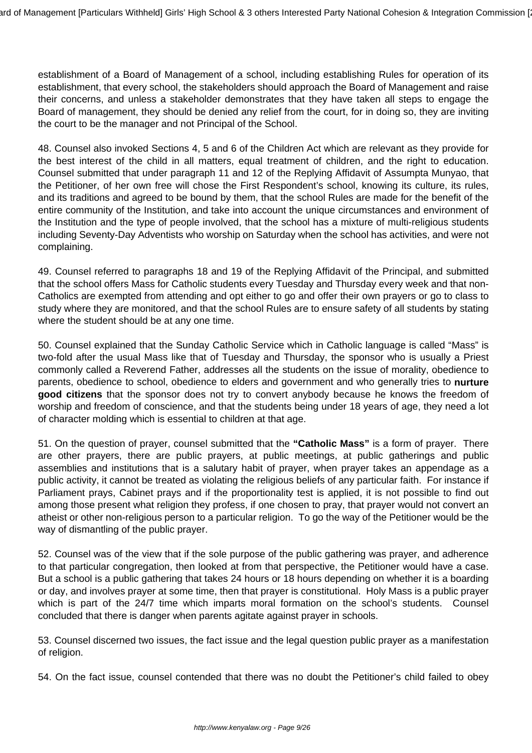establishment of a Board of Management of a school, including establishing Rules for operation of its establishment, that every school, the stakeholders should approach the Board of Management and raise their concerns, and unless a stakeholder demonstrates that they have taken all steps to engage the Board of management, they should be denied any relief from the court, for in doing so, they are inviting the court to be the manager and not Principal of the School.

48. Counsel also invoked Sections 4, 5 and 6 of the Children Act which are relevant as they provide for the best interest of the child in all matters, equal treatment of children, and the right to education. Counsel submitted that under paragraph 11 and 12 of the Replying Affidavit of Assumpta Munyao, that the Petitioner, of her own free will chose the First Respondent's school, knowing its culture, its rules, and its traditions and agreed to be bound by them, that the school Rules are made for the benefit of the entire community of the Institution, and take into account the unique circumstances and environment of the Institution and the type of people involved, that the school has a mixture of multi-religious students including Seventy-Day Adventists who worship on Saturday when the school has activities, and were not complaining.

49. Counsel referred to paragraphs 18 and 19 of the Replying Affidavit of the Principal, and submitted that the school offers Mass for Catholic students every Tuesday and Thursday every week and that non-Catholics are exempted from attending and opt either to go and offer their own prayers or go to class to study where they are monitored, and that the school Rules are to ensure safety of all students by stating where the student should be at any one time.

50. Counsel explained that the Sunday Catholic Service which in Catholic language is called "Mass" is two-fold after the usual Mass like that of Tuesday and Thursday, the sponsor who is usually a Priest commonly called a Reverend Father, addresses all the students on the issue of morality, obedience to parents, obedience to school, obedience to elders and government and who generally tries to **nurture good citizens** that the sponsor does not try to convert anybody because he knows the freedom of worship and freedom of conscience, and that the students being under 18 years of age, they need a lot of character molding which is essential to children at that age.

51. On the question of prayer, counsel submitted that the **"Catholic Mass"** is a form of prayer. There are other prayers, there are public prayers, at public meetings, at public gatherings and public assemblies and institutions that is a salutary habit of prayer, when prayer takes an appendage as a public activity, it cannot be treated as violating the religious beliefs of any particular faith. For instance if Parliament prays, Cabinet prays and if the proportionality test is applied, it is not possible to find out among those present what religion they profess, if one chosen to pray, that prayer would not convert an atheist or other non-religious person to a particular religion. To go the way of the Petitioner would be the way of dismantling of the public prayer.

52. Counsel was of the view that if the sole purpose of the public gathering was prayer, and adherence to that particular congregation, then looked at from that perspective, the Petitioner would have a case. But a school is a public gathering that takes 24 hours or 18 hours depending on whether it is a boarding or day, and involves prayer at some time, then that prayer is constitutional. Holy Mass is a public prayer which is part of the 24/7 time which imparts moral formation on the school's students. Counsel concluded that there is danger when parents agitate against prayer in schools.

53. Counsel discerned two issues, the fact issue and the legal question public prayer as a manifestation of religion.

54. On the fact issue, counsel contended that there was no doubt the Petitioner's child failed to obey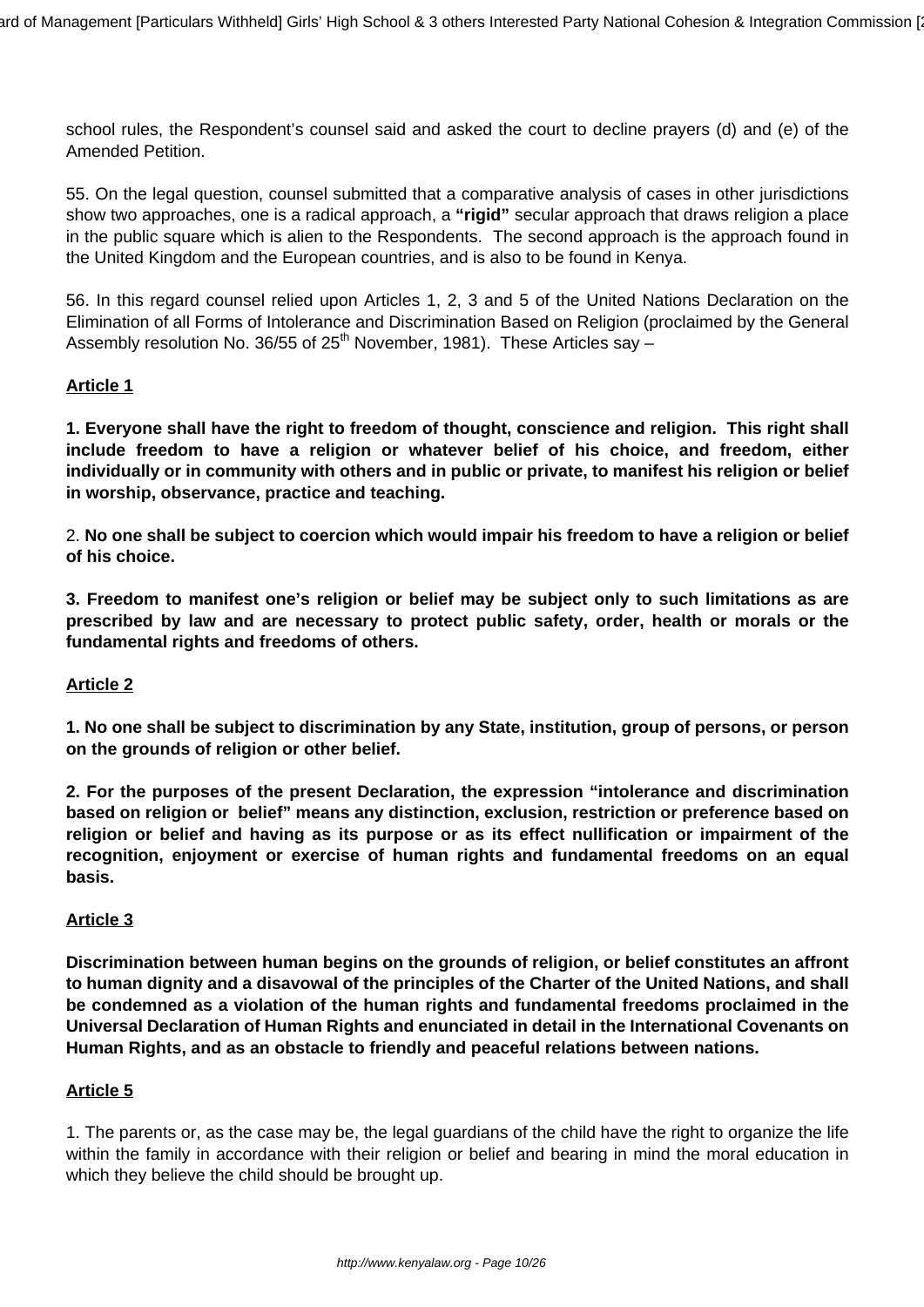school rules, the Respondent's counsel said and asked the court to decline prayers (d) and (e) of the Amended Petition.

55. On the legal question, counsel submitted that a comparative analysis of cases in other jurisdictions show two approaches, one is a radical approach, a **"rigid"** secular approach that draws religion a place in the public square which is alien to the Respondents. The second approach is the approach found in the United Kingdom and the European countries, and is also to be found in Kenya.

56. In this regard counsel relied upon Articles 1, 2, 3 and 5 of the United Nations Declaration on the Elimination of all Forms of Intolerance and Discrimination Based on Religion (proclaimed by the General Assembly resolution No. 36/55 of 25th November, 1981). These Articles say –

**Article 1**

**1. Everyone shall have the right to freedom of thought, conscience and religion. This right shall include freedom to have a religion or whatever belief of his choice, and freedom, either individually or in community with others and in public or private, to manifest his religion or belief in worship, observance, practice and teaching.**

2. **No one shall be subject to coercion which would impair his freedom to have a religion or belief of his choice.**

**3. Freedom to manifest one's religion or belief may be subject only to such limitations as are prescribed by law and are necessary to protect public safety, order, health or morals or the fundamental rights and freedoms of others.**

**Article 2**

**1. No one shall be subject to discrimination by any State, institution, group of persons, or person on the grounds of religion or other belief.**

**2. For the purposes of the present Declaration, the expression "intolerance and discrimination based on religion or belief" means any distinction, exclusion, restriction or preference based on religion or belief and having as its purpose or as its effect nullification or impairment of the recognition, enjoyment or exercise of human rights and fundamental freedoms on an equal basis.**

**Article 3**

**Discrimination between human begins on the grounds of religion, or belief constitutes an affront to human dignity and a disavowal of the principles of the Charter of the United Nations, and shall be condemned as a violation of the human rights and fundamental freedoms proclaimed in the Universal Declaration of Human Rights and enunciated in detail in the International Covenants on Human Rights, and as an obstacle to friendly and peaceful relations between nations.**

**Article 5**

1. The parents or, as the case may be, the legal guardians of the child have the right to organize the life within the family in accordance with their religion or belief and bearing in mind the moral education in which they believe the child should be brought up.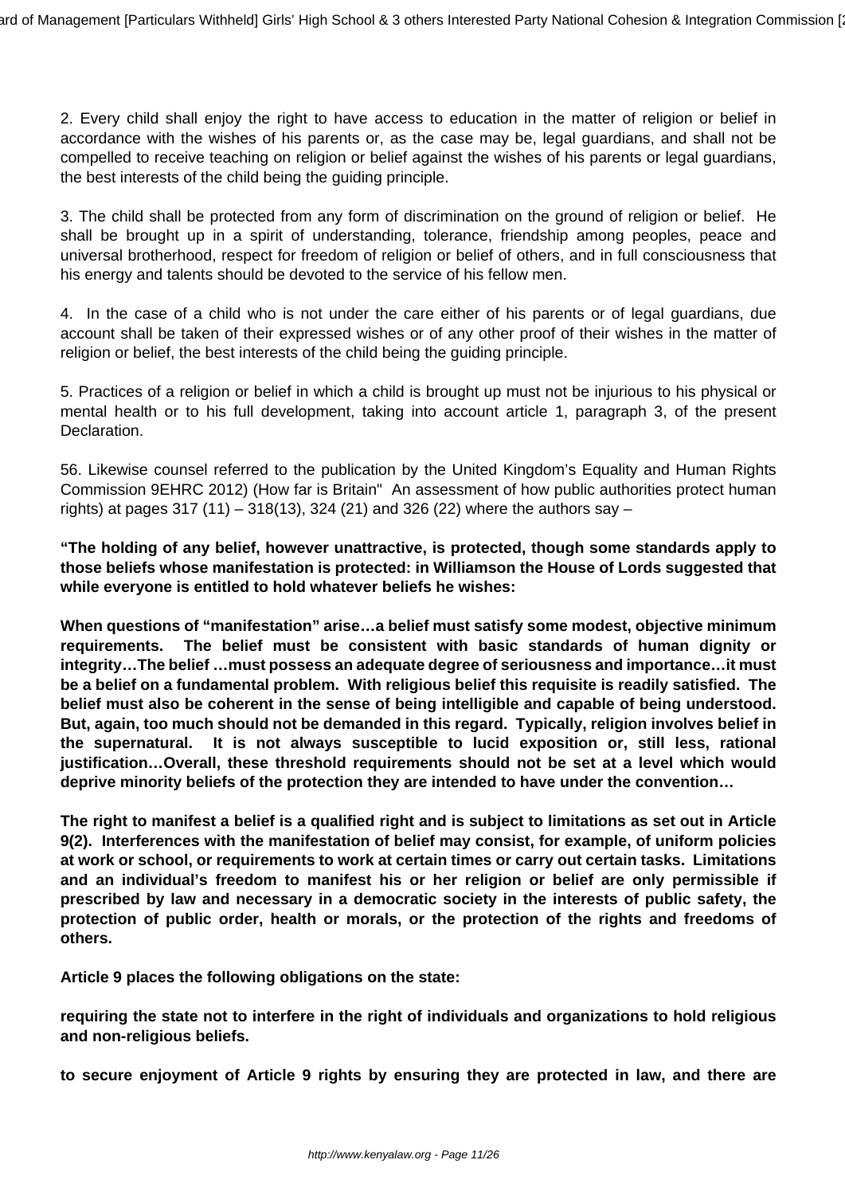2. Every child shall enjoy the right to have access to education in the matter of religion or belief in accordance with the wishes of his parents or, as the case may be, legal guardians, and shall not be compelled to receive teaching on religion or belief against the wishes of his parents or legal guardians, the best interests of the child being the guiding principle.

3. The child shall be protected from any form of discrimination on the ground of religion or belief. He shall be brought up in a spirit of understanding, tolerance, friendship among peoples, peace and universal brotherhood, respect for freedom of religion or belief of others, and in full consciousness that his energy and talents should be devoted to the service of his fellow men.

4. In the case of a child who is not under the care either of his parents or of legal guardians, due account shall be taken of their expressed wishes or of any other proof of their wishes in the matter of religion or belief, the best interests of the child being the guiding principle.

5. Practices of a religion or belief in which a child is brought up must not be injurious to his physical or mental health or to his full development, taking into account article 1, paragraph 3, of the present Declaration.

56. Likewise counsel referred to the publication by the United Kingdom's Equality and Human Rights Commission 9EHRC 2012) (How far is Britain" An assessment of how public authorities protect human rights) at pages 317 (11) – 318(13), 324 (21) and 326 (22) where the authors say –

**"The holding of any belief, however unattractive, is protected, though some standards apply to those beliefs whose manifestation is protected: in Williamson the House of Lords suggested that while everyone is entitled to hold whatever beliefs he wishes:**

**When questions of "manifestation" arise…a belief must satisfy some modest, objective minimum requirements. The belief must be consistent with basic standards of human dignity or integrity…The belief …must possess an adequate degree of seriousness and importance…it must be a belief on a fundamental problem. With religious belief this requisite is readily satisfied. The belief must also be coherent in the sense of being intelligible and capable of being understood. But, again, too much should not be demanded in this regard. Typically, religion involves belief in the supernatural. It is not always susceptible to lucid exposition or, still less, rational justification…Overall, these threshold requirements should not be set at a level which would deprive minority beliefs of the protection they are intended to have under the convention…**

**The right to manifest a belief is a qualified right and is subject to limitations as set out in Article 9(2). Interferences with the manifestation of belief may consist, for example, of uniform policies at work or school, or requirements to work at certain times or carry out certain tasks. Limitations and an individual's freedom to manifest his or her religion or belief are only permissible if prescribed by law and necessary in a democratic society in the interests of public safety, the protection of public order, health or morals, or the protection of the rights and freedoms of others.**

**Article 9 places the following obligations on the state:**

**requiring the state not to interfere in the right of individuals and organizations to hold religious and non-religious beliefs.**

**to secure enjoyment of Article 9 rights by ensuring they are protected in law, and there are**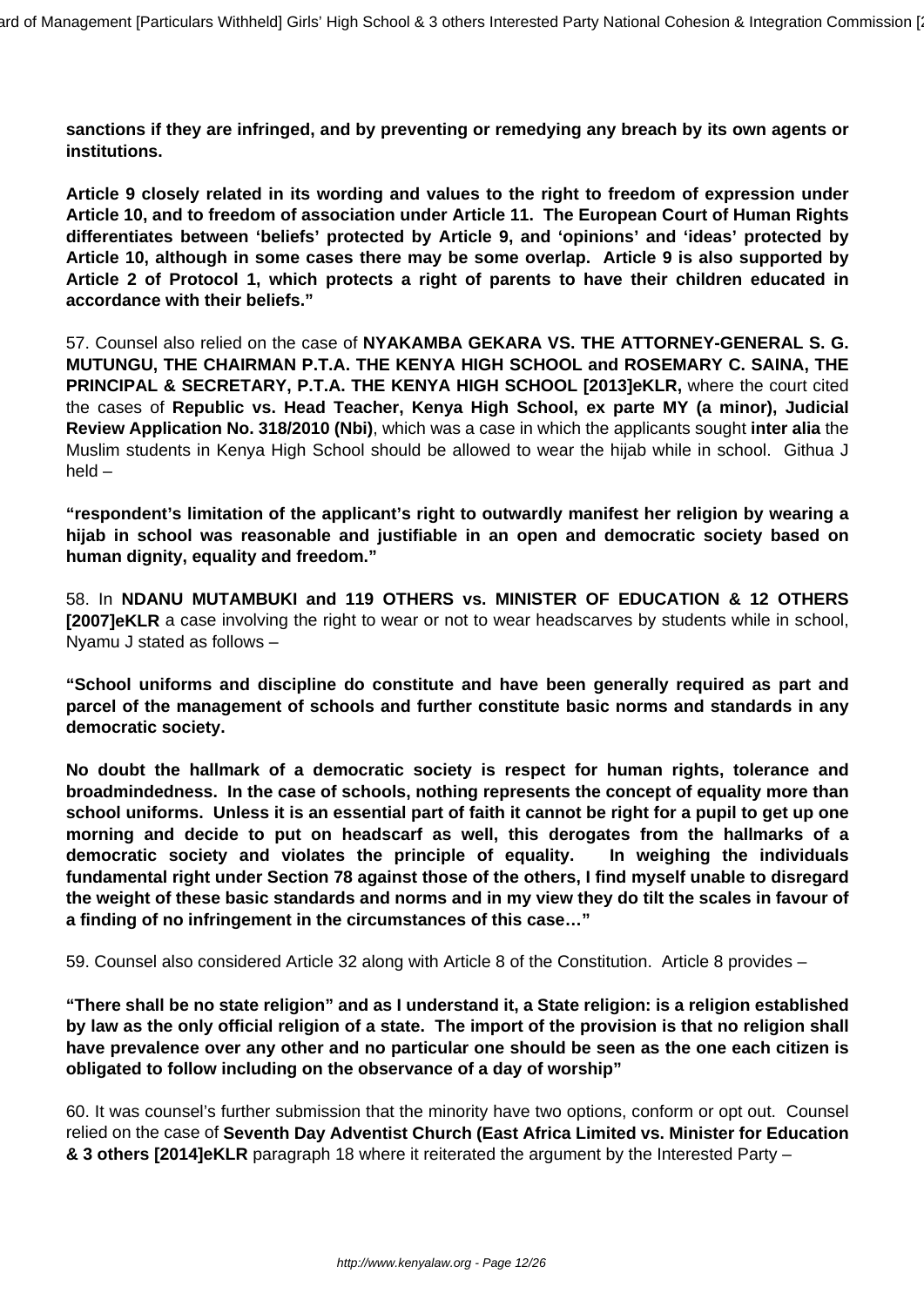**sanctions if they are infringed, and by preventing or remedying any breach by its own agents or institutions.**

**Article 9 closely related in its wording and values to the right to freedom of expression under Article 10, and to freedom of association under Article 11. The European Court of Human Rights differentiates between 'beliefs' protected by Article 9, and 'opinions' and 'ideas' protected by Article 10, although in some cases there may be some overlap. Article 9 is also supported by Article 2 of Protocol 1, which protects a right of parents to have their children educated in accordance with their beliefs."**

57. Counsel also relied on the case of **NYAKAMBA GEKARA VS. THE ATTORNEY-GENERAL S. G. MUTUNGU, THE CHAIRMAN P.T.A. THE KENYA HIGH SCHOOL and ROSEMARY C. SAINA, THE PRINCIPAL & SECRETARY, P.T.A. THE KENYA HIGH SCHOOL [2013]eKLR,** where the court cited the cases of **Republic vs. Head Teacher, Kenya High School, ex parte MY (a minor), Judicial Review Application No. 318/2010 (Nbi)**, which was a case in which the applicants sought **inter alia** the Muslim students in Kenya High School should be allowed to wear the hijab while in school. Githua J held –

**"respondent's limitation of the applicant's right to outwardly manifest her religion by wearing a hijab in school was reasonable and justifiable in an open and democratic society based on human dignity, equality and freedom."**

58. In **NDANU MUTAMBUKI and 119 OTHERS vs. MINISTER OF EDUCATION & 12 OTHERS [2007]eKLR** a case involving the right to wear or not to wear headscarves by students while in school, Nyamu J stated as follows –

**"School uniforms and discipline do constitute and have been generally required as part and parcel of the management of schools and further constitute basic norms and standards in any democratic society.**

**No doubt the hallmark of a democratic society is respect for human rights, tolerance and broadmindedness. In the case of schools, nothing represents the concept of equality more than school uniforms. Unless it is an essential part of faith it cannot be right for a pupil to get up one morning and decide to put on headscarf as well, this derogates from the hallmarks of a democratic society and violates the principle of equality. In weighing the individuals fundamental right under Section 78 against those of the others, I find myself unable to disregard the weight of these basic standards and norms and in my view they do tilt the scales in favour of a finding of no infringement in the circumstances of this case…"**

59. Counsel also considered Article 32 along with Article 8 of the Constitution. Article 8 provides –

**"There shall be no state religion" and as I understand it, a State religion: is a religion established by law as the only official religion of a state. The import of the provision is that no religion shall have prevalence over any other and no particular one should be seen as the one each citizen is obligated to follow including on the observance of a day of worship"**

60. It was counsel's further submission that the minority have two options, conform or opt out. Counsel relied on the case of **Seventh Day Adventist Church (East Africa Limited vs. Minister for Education & 3 others [2014]eKLR** paragraph 18 where it reiterated the argument by the Interested Party –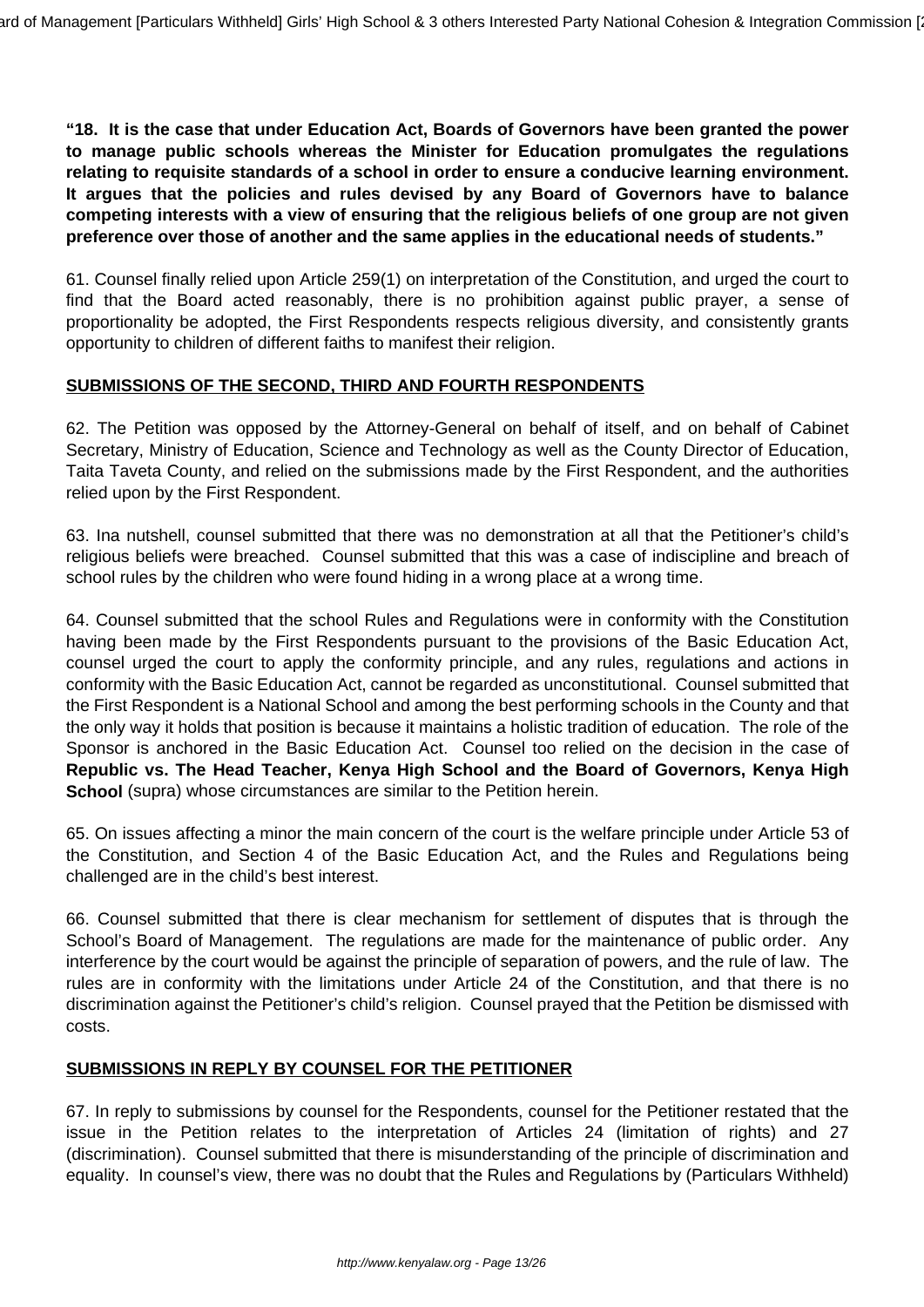**"18. It is the case that under Education Act, Boards of Governors have been granted the power to manage public schools whereas the Minister for Education promulgates the regulations relating to requisite standards of a school in order to ensure a conducive learning environment. It argues that the policies and rules devised by any Board of Governors have to balance competing interests with a view of ensuring that the religious beliefs of one group are not given preference over those of another and the same applies in the educational needs of students."**

61. Counsel finally relied upon Article 259(1) on interpretation of the Constitution, and urged the court to find that the Board acted reasonably, there is no prohibition against public prayer, a sense of proportionality be adopted, the First Respondents respects religious diversity, and consistently grants opportunity to children of different faiths to manifest their religion.

**SUBMISSIONS OF THE SECOND, THIRD AND FOURTH RESPONDENTS**

62. The Petition was opposed by the Attorney-General on behalf of itself, and on behalf of Cabinet Secretary, Ministry of Education, Science and Technology as well as the County Director of Education, Taita Taveta County, and relied on the submissions made by the First Respondent, and the authorities relied upon by the First Respondent.

63. Ina nutshell, counsel submitted that there was no demonstration at all that the Petitioner's child's religious beliefs were breached. Counsel submitted that this was a case of indiscipline and breach of school rules by the children who were found hiding in a wrong place at a wrong time.

64. Counsel submitted that the school Rules and Regulations were in conformity with the Constitution having been made by the First Respondents pursuant to the provisions of the Basic Education Act, counsel urged the court to apply the conformity principle, and any rules, regulations and actions in conformity with the Basic Education Act, cannot be regarded as unconstitutional. Counsel submitted that the First Respondent is a National School and among the best performing schools in the County and that the only way it holds that position is because it maintains a holistic tradition of education. The role of the Sponsor is anchored in the Basic Education Act. Counsel too relied on the decision in the case of **Republic vs. The Head Teacher, Kenya High School and the Board of Governors, Kenya High School** (supra) whose circumstances are similar to the Petition herein.

65. On issues affecting a minor the main concern of the court is the welfare principle under Article 53 of the Constitution, and Section 4 of the Basic Education Act, and the Rules and Regulations being challenged are in the child's best interest.

66. Counsel submitted that there is clear mechanism for settlement of disputes that is through the School's Board of Management. The regulations are made for the maintenance of public order. Any interference by the court would be against the principle of separation of powers, and the rule of law. The rules are in conformity with the limitations under Article 24 of the Constitution, and that there is no discrimination against the Petitioner's child's religion. Counsel prayed that the Petition be dismissed with costs.

**SUBMISSIONS IN REPLY BY COUNSEL FOR THE PETITIONER**

67. In reply to submissions by counsel for the Respondents, counsel for the Petitioner restated that the issue in the Petition relates to the interpretation of Articles 24 (limitation of rights) and 27 (discrimination). Counsel submitted that there is misunderstanding of the principle of discrimination and equality. In counsel's view, there was no doubt that the Rules and Regulations by (Particulars Withheld)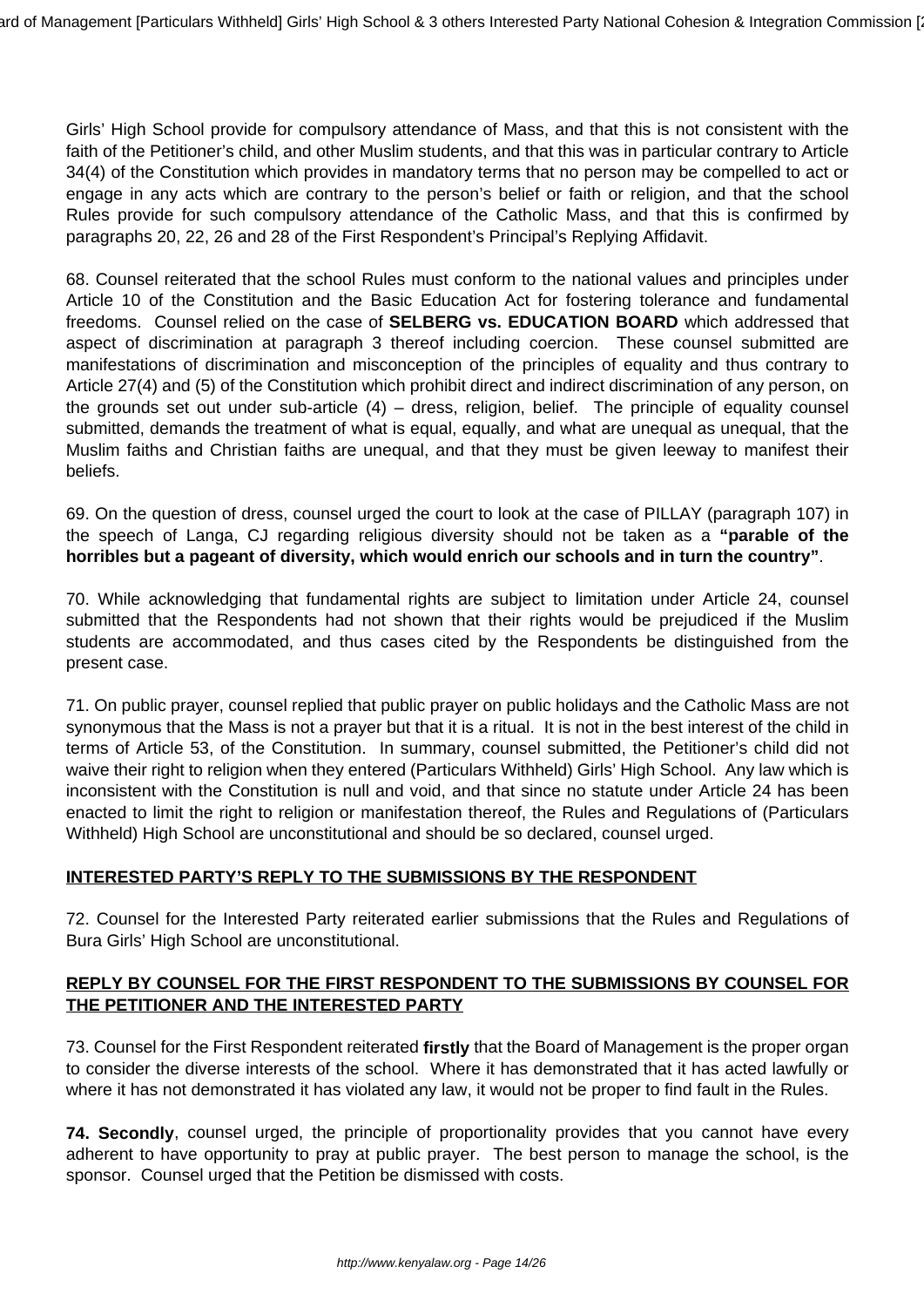Girls' High School provide for compulsory attendance of Mass, and that this is not consistent with the faith of the Petitioner's child, and other Muslim students, and that this was in particular contrary to Article 34(4) of the Constitution which provides in mandatory terms that no person may be compelled to act or engage in any acts which are contrary to the person's belief or faith or religion, and that the school Rules provide for such compulsory attendance of the Catholic Mass, and that this is confirmed by paragraphs 20, 22, 26 and 28 of the First Respondent's Principal's Replying Affidavit.

68. Counsel reiterated that the school Rules must conform to the national values and principles under Article 10 of the Constitution and the Basic Education Act for fostering tolerance and fundamental freedoms. Counsel relied on the case of **SELBERG vs. EDUCATION BOARD** which addressed that aspect of discrimination at paragraph 3 thereof including coercion. These counsel submitted are manifestations of discrimination and misconception of the principles of equality and thus contrary to Article 27(4) and (5) of the Constitution which prohibit direct and indirect discrimination of any person, on the grounds set out under sub-article (4) – dress, religion, belief. The principle of equality counsel submitted, demands the treatment of what is equal, equally, and what are unequal as unequal, that the Muslim faiths and Christian faiths are unequal, and that they must be given leeway to manifest their beliefs.

69. On the question of dress, counsel urged the court to look at the case of PILLAY (paragraph 107) in the speech of Langa, CJ regarding religious diversity should not be taken as a **"parable of the horribles but a pageant of diversity, which would enrich our schools and in turn the country"**.

70. While acknowledging that fundamental rights are subject to limitation under Article 24, counsel submitted that the Respondents had not shown that their rights would be prejudiced if the Muslim students are accommodated, and thus cases cited by the Respondents be distinguished from the present case.

71. On public prayer, counsel replied that public prayer on public holidays and the Catholic Mass are not synonymous that the Mass is not a prayer but that it is a ritual. It is not in the best interest of the child in terms of Article 53, of the Constitution. In summary, counsel submitted, the Petitioner's child did not waive their right to religion when they entered (Particulars Withheld) Girls' High School. Any law which is inconsistent with the Constitution is null and void, and that since no statute under Article 24 has been enacted to limit the right to religion or manifestation thereof, the Rules and Regulations of (Particulars Withheld) High School are unconstitutional and should be so declared, counsel urged.

**INTERESTED PARTY'S REPLY TO THE SUBMISSIONS BY THE RESPONDENT**

72. Counsel for the Interested Party reiterated earlier submissions that the Rules and Regulations of Bura Girls' High School are unconstitutional.

**REPLY BY COUNSEL FOR THE FIRST RESPONDENT TO THE SUBMISSIONS BY COUNSEL FOR THE PETITIONER AND THE INTERESTED PARTY**

73. Counsel for the First Respondent reiterated **firstly** that the Board of Management is the proper organ to consider the diverse interests of the school. Where it has demonstrated that it has acted lawfully or where it has not demonstrated it has violated any law, it would not be proper to find fault in the Rules.

**74. Secondly**, counsel urged, the principle of proportionality provides that you cannot have every adherent to have opportunity to pray at public prayer. The best person to manage the school, is the sponsor. Counsel urged that the Petition be dismissed with costs.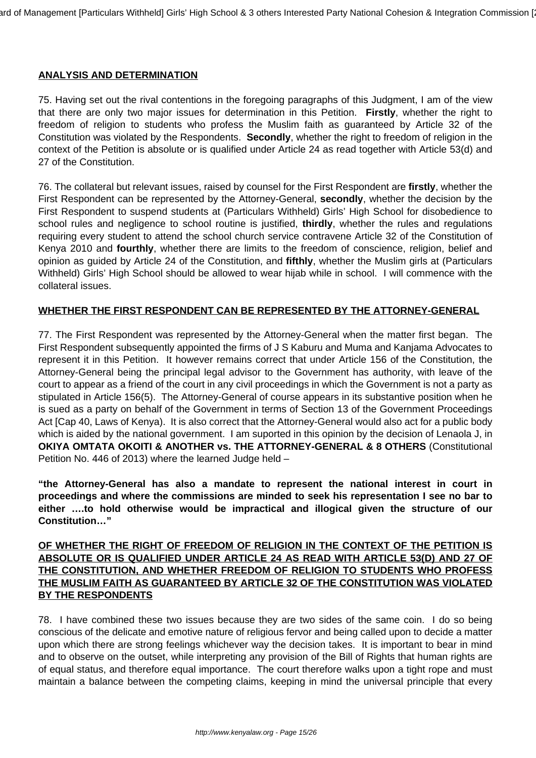**ANALYSIS AND DETERMINATION**

75. Having set out the rival contentions in the foregoing paragraphs of this Judgment, I am of the view that there are only two major issues for determination in this Petition. **Firstly**, whether the right to freedom of religion to students who profess the Muslim faith as guaranteed by Article 32 of the Constitution was violated by the Respondents. **Secondly**, whether the right to freedom of religion in the context of the Petition is absolute or is qualified under Article 24 as read together with Article 53(d) and 27 of the Constitution.

76. The collateral but relevant issues, raised by counsel for the First Respondent are **firstly**, whether the First Respondent can be represented by the Attorney-General, **secondly**, whether the decision by the First Respondent to suspend students at (Particulars Withheld) Girls' High School for disobedience to school rules and negligence to school routine is justified, **thirdly**, whether the rules and regulations requiring every student to attend the school church service contravene Article 32 of the Constitution of Kenya 2010 and **fourthly**, whether there are limits to the freedom of conscience, religion, belief and opinion as guided by Article 24 of the Constitution, and **fifthly**, whether the Muslim girls at (Particulars Withheld) Girls' High School should be allowed to wear hijab while in school. I will commence with the collateral issues.

**WHETHER THE FIRST RESPONDENT CAN BE REPRESENTED BY THE ATTORNEY-GENERAL**

77. The First Respondent was represented by the Attorney-General when the matter first began. The First Respondent subsequently appointed the firms of J S Kaburu and Muma and Kanjama Advocates to represent it in this Petition. It however remains correct that under Article 156 of the Constitution, the Attorney-General being the principal legal advisor to the Government has authority, with leave of the court to appear as a friend of the court in any civil proceedings in which the Government is not a party as stipulated in Article 156(5). The Attorney-General of course appears in its substantive position when he is sued as a party on behalf of the Government in terms of Section 13 of the Government Proceedings Act [Cap 40, Laws of Kenya). It is also correct that the Attorney-General would also act for a public body which is aided by the national government. I am suported in this opinion by the decision of Lenaola J, in **OKIYA OMTATA OKOITI & ANOTHER vs. THE ATTORNEY-GENERAL & 8 OTHERS** (Constitutional Petition No. 446 of 2013) where the learned Judge held –

**"the Attorney-General has also a mandate to represent the national interest in court in proceedings and where the commissions are minded to seek his representation I see no bar to either ….to hold otherwise would be impractical and illogical given the structure of our Constitution…"**

**OF WHETHER THE RIGHT OF FREEDOM OF RELIGION IN THE CONTEXT OF THE PETITION IS ABSOLUTE OR IS QUALIFIED UNDER ARTICLE 24 AS READ WITH ARTICLE 53(D) AND 27 OF THE CONSTITUTION, AND WHETHER FREEDOM OF RELIGION TO STUDENTS WHO PROFESS THE MUSLIM FAITH AS GUARANTEED BY ARTICLE 32 OF THE CONSTITUTION WAS VIOLATED BY THE RESPONDENTS**

78. I have combined these two issues because they are two sides of the same coin. I do so being conscious of the delicate and emotive nature of religious fervor and being called upon to decide a matter upon which there are strong feelings whichever way the decision takes. It is important to bear in mind and to observe on the outset, while interpreting any provision of the Bill of Rights that human rights are of equal status, and therefore equal importance. The court therefore walks upon a tight rope and must maintain a balance between the competing claims, keeping in mind the universal principle that every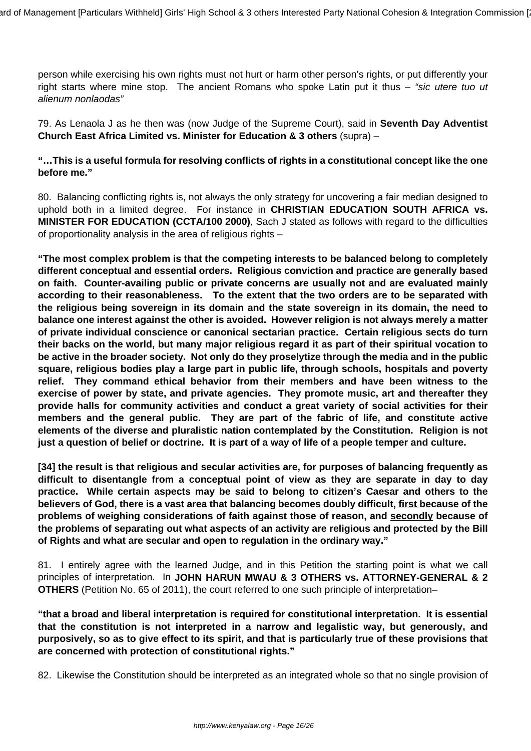person while exercising his own rights must not hurt or harm other person's rights, or put differently your right starts where mine stop. The ancient Romans who spoke Latin put it thus – *"sic utere tuo ut alienum nonlaodas"*

79. As Lenaola J as he then was (now Judge of the Supreme Court), said in **Seventh Day Adventist Church East Africa Limited vs. Minister for Education & 3 others** (supra) –

**"…This is a useful formula for resolving conflicts of rights in a constitutional concept like the one before me."**

80. Balancing conflicting rights is, not always the only strategy for uncovering a fair median designed to uphold both in a limited degree. For instance in **CHRISTIAN EDUCATION SOUTH AFRICA vs. MINISTER FOR EDUCATION (CCTA/100 2000)**, Sach J stated as follows with regard to the difficulties of proportionality analysis in the area of religious rights –

**"The most complex problem is that the competing interests to be balanced belong to completely different conceptual and essential orders. Religious conviction and practice are generally based on faith. Counter-availing public or private concerns are usually not and are evaluated mainly according to their reasonableness. To the extent that the two orders are to be separated with the religious being sovereign in its domain and the state sovereign in its domain, the need to balance one interest against the other is avoided. However religion is not always merely a matter of private individual conscience or canonical sectarian practice. Certain religious sects do turn their backs on the world, but many major religious regard it as part of their spiritual vocation to be active in the broader society. Not only do they proselytize through the media and in the public square, religious bodies play a large part in public life, through schools, hospitals and poverty relief. They command ethical behavior from their members and have been witness to the exercise of power by state, and private agencies. They promote music, art and thereafter they provide halls for community activities and conduct a great variety of social activities for their members and the general public. They are part of the fabric of life, and constitute active elements of the diverse and pluralistic nation contemplated by the Constitution. Religion is not just a question of belief or doctrine. It is part of a way of life of a people temper and culture.**

**[34] the result is that religious and secular activities are, for purposes of balancing frequently as difficult to disentangle from a conceptual point of view as they are separate in day to day practice. While certain aspects may be said to belong to citizen's Caesar and others to the believers of God, there is a vast area that balancing becomes doubly difficult, <u>first</u> because of the problems of weighing considerations of faith against those of reason, and <u>secondly</u> because of the problems of separating out what aspects of an activity are religious and protected by the Bill of Rights and what are secular and open to regulation in the ordinary way."**

81. I entirely agree with the learned Judge, and in this Petition the starting point is what we call principles of interpretation. In **JOHN HARUN MWAU & 3 OTHERS vs. ATTORNEY-GENERAL & 2 OTHERS** (Petition No. 65 of 2011), the court referred to one such principle of interpretation–

**"that a broad and liberal interpretation is required for constitutional interpretation. It is essential that the constitution is not interpreted in a narrow and legalistic way, but generously, and purposively, so as to give effect to its spirit, and that is particularly true of these provisions that are concerned with protection of constitutional rights."**

82. Likewise the Constitution should be interpreted as an integrated whole so that no single provision of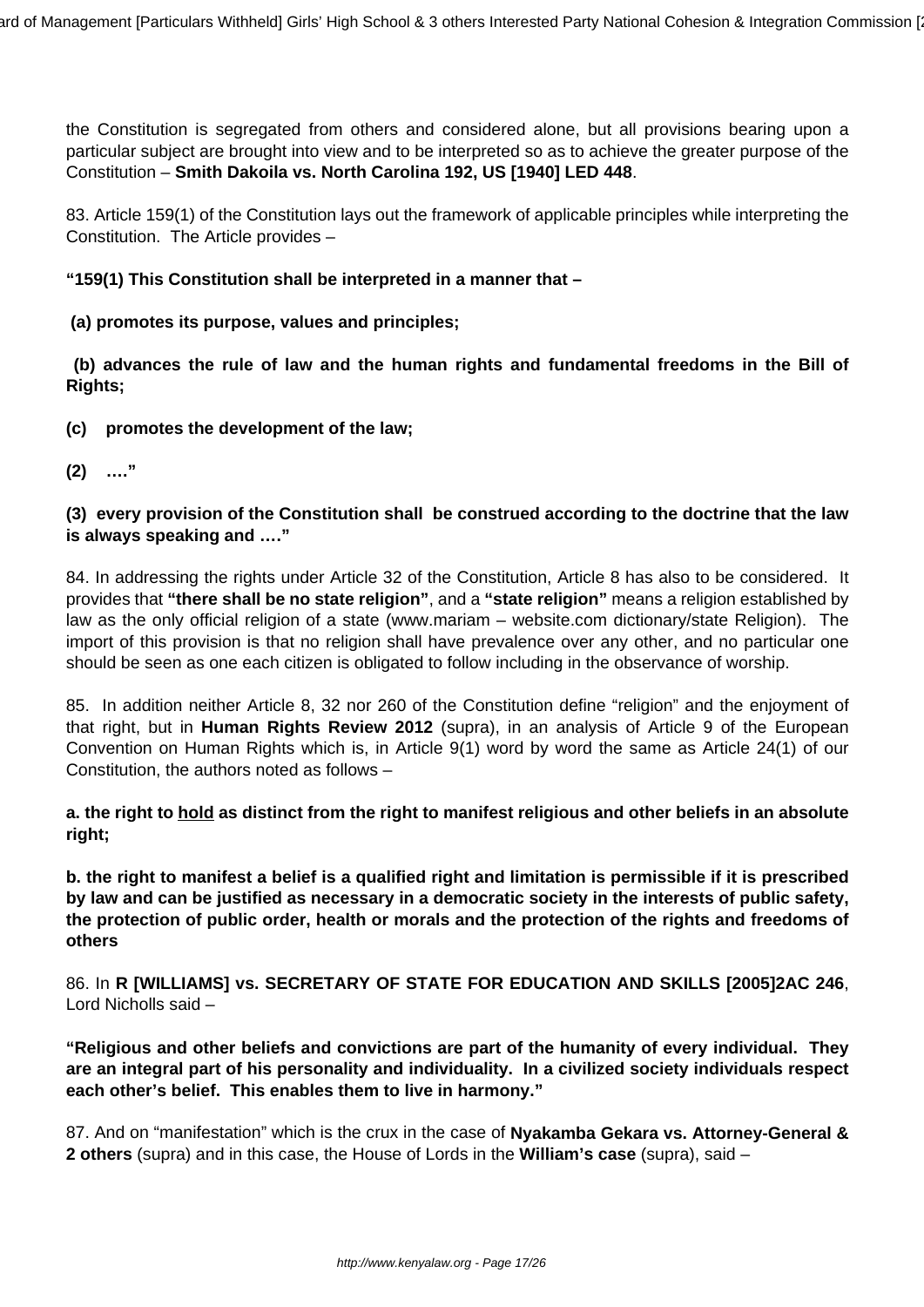the Constitution is segregated from others and considered alone, but all provisions bearing upon a particular subject are brought into view and to be interpreted so as to achieve the greater purpose of the Constitution – **Smith Dakoila vs. North Carolina 192, US [1940] LED 448**.

83. Article 159(1) of the Constitution lays out the framework of applicable principles while interpreting the Constitution. The Article provides –

**"159(1) This Constitution shall be interpreted in a manner that –**

**(a) promotes its purpose, values and principles;**

**(b) advances the rule of law and the human rights and fundamental freedoms in the Bill of Rights;**

**(c) promotes the development of the law;**

**(2) …."**

**(3) every provision of the Constitution shall be construed according to the doctrine that the law is always speaking and …."**

84. In addressing the rights under Article 32 of the Constitution, Article 8 has also to be considered. It provides that **"there shall be no state religion"**, and a **"state religion"** means a religion established by law as the only official religion of a state (www.mariam – website.com dictionary/state Religion). The import of this provision is that no religion shall have prevalence over any other, and no particular one should be seen as one each citizen is obligated to follow including in the observance of worship.

85. In addition neither Article 8, 32 nor 260 of the Constitution define "religion" and the enjoyment of that right, but in **Human Rights Review 2012** (supra), in an analysis of Article 9 of the European Convention on Human Rights which is, in Article 9(1) word by word the same as Article 24(1) of our Constitution, the authors noted as follows –

**a. the right to <u>hold</u> as distinct from the right to manifest religious and other beliefs in an absolute right;**

**b. the right to manifest a belief is a qualified right and limitation is permissible if it is prescribed by law and can be justified as necessary in a democratic society in the interests of public safety, the protection of public order, health or morals and the protection of the rights and freedoms of others**

86. In **R [WILLIAMS] vs. SECRETARY OF STATE FOR EDUCATION AND SKILLS [2005]2AC 246**, Lord Nicholls said –

**"Religious and other beliefs and convictions are part of the humanity of every individual. They are an integral part of his personality and individuality. In a civilized society individuals respect each other's belief. This enables them to live in harmony."**

87. And on "manifestation" which is the crux in the case of **Nyakamba Gekara vs. Attorney-General & 2 others** (supra) and in this case, the House of Lords in the **William's case** (supra), said –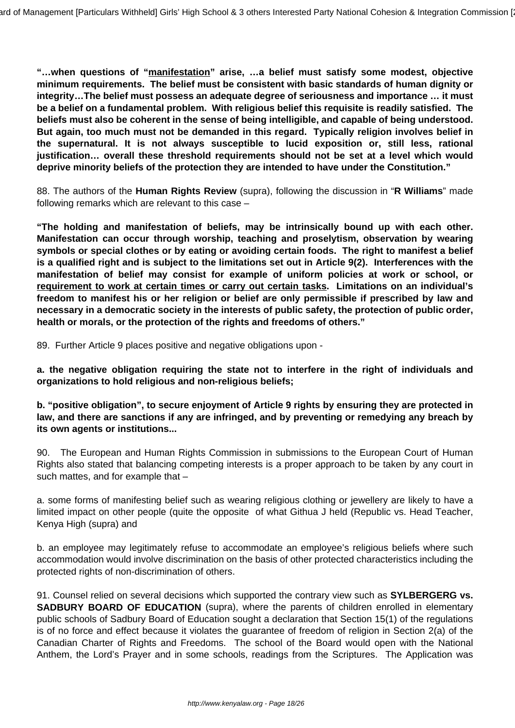**"…when questions of "<u>manifestation</u>" arise, …a belief must satisfy some modest, objective minimum requirements. The belief must be consistent with basic standards of human dignity or integrity…The belief must possess an adequate degree of seriousness and importance … it must be a belief on a fundamental problem. With religious belief this requisite is readily satisfied. The beliefs must also be coherent in the sense of being intelligible, and capable of being understood. But again, too much must not be demanded in this regard. Typically religion involves belief in the supernatural. It is not always susceptible to lucid exposition or, still less, rational justification… overall these threshold requirements should not be set at a level which would deprive minority beliefs of the protection they are intended to have under the Constitution."**

88. The authors of the **Human Rights Review** (supra), following the discussion in "**R Williams**" made following remarks which are relevant to this case –

**"The holding and manifestation of beliefs, may be intrinsically bound up with each other. Manifestation can occur through worship, teaching and proselytism, observation by wearing symbols or special clothes or by eating or avoiding certain foods. The right to manifest a belief is a qualified right and is subject to the limitations set out in Article 9(2). Interferences with the manifestation of belief may consist for example of uniform policies at work or school, or <u>requirement to work at certain times or carry out certain tasks</u>. Limitations on an individual's freedom to manifest his or her religion or belief are only permissible if prescribed by law and necessary in a democratic society in the interests of public safety, the protection of public order, health or morals, or the protection of the rights and freedoms of others."**

89. Further Article 9 places positive and negative obligations upon -

**a. the negative obligation requiring the state not to interfere in the right of individuals and organizations to hold religious and non-religious beliefs;**

**b. "positive obligation", to secure enjoyment of Article 9 rights by ensuring they are protected in law, and there are sanctions if any are infringed, and by preventing or remedying any breach by its own agents or institutions...**

90. The European and Human Rights Commission in submissions to the European Court of Human Rights also stated that balancing competing interests is a proper approach to be taken by any court in such mattes, and for example that –

a. some forms of manifesting belief such as wearing religious clothing or jewellery are likely to have a limited impact on other people (quite the opposite of what Githua J held (Republic vs. Head Teacher, Kenya High (supra) and

b. an employee may legitimately refuse to accommodate an employee's religious beliefs where such accommodation would involve discrimination on the basis of other protected characteristics including the protected rights of non-discrimination of others.

91. Counsel relied on several decisions which supported the contrary view such as **SYLBERGERG vs. SADBURY BOARD OF EDUCATION** (supra), where the parents of children enrolled in elementary public schools of Sadbury Board of Education sought a declaration that Section 15(1) of the regulations is of no force and effect because it violates the guarantee of freedom of religion in Section 2(a) of the Canadian Charter of Rights and Freedoms. The school of the Board would open with the National Anthem, the Lord's Prayer and in some schools, readings from the Scriptures. The Application was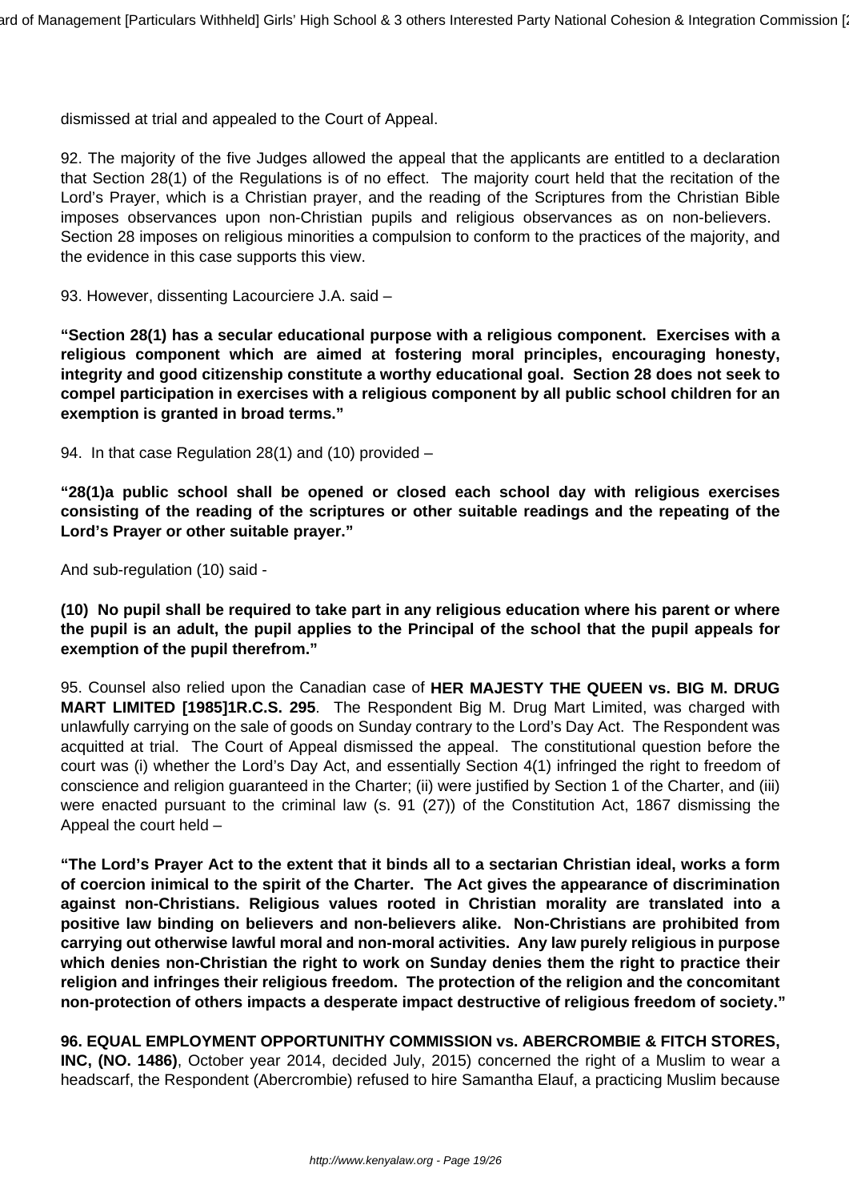dismissed at trial and appealed to the Court of Appeal.

92. The majority of the five Judges allowed the appeal that the applicants are entitled to a declaration that Section 28(1) of the Regulations is of no effect. The majority court held that the recitation of the Lord's Prayer, which is a Christian prayer, and the reading of the Scriptures from the Christian Bible imposes observances upon non-Christian pupils and religious observances as on non-believers. Section 28 imposes on religious minorities a compulsion to conform to the practices of the majority, and the evidence in this case supports this view.

93. However, dissenting Lacourciere J.A. said –

**"Section 28(1) has a secular educational purpose with a religious component. Exercises with a religious component which are aimed at fostering moral principles, encouraging honesty, integrity and good citizenship constitute a worthy educational goal. Section 28 does not seek to compel participation in exercises with a religious component by all public school children for an exemption is granted in broad terms."**

94. In that case Regulation 28(1) and (10) provided –

**"28(1)a public school shall be opened or closed each school day with religious exercises consisting of the reading of the scriptures or other suitable readings and the repeating of the Lord's Prayer or other suitable prayer."**

And sub-regulation (10) said -

**(10) No pupil shall be required to take part in any religious education where his parent or where the pupil is an adult, the pupil applies to the Principal of the school that the pupil appeals for exemption of the pupil therefrom."**

95. Counsel also relied upon the Canadian case of **HER MAJESTY THE QUEEN vs. BIG M. DRUG MART LIMITED [1985]1R.C.S. 295**. The Respondent Big M. Drug Mart Limited, was charged with unlawfully carrying on the sale of goods on Sunday contrary to the Lord's Day Act. The Respondent was acquitted at trial. The Court of Appeal dismissed the appeal. The constitutional question before the court was (i) whether the Lord's Day Act, and essentially Section 4(1) infringed the right to freedom of conscience and religion guaranteed in the Charter; (ii) were justified by Section 1 of the Charter, and (iii) were enacted pursuant to the criminal law (s. 91 (27)) of the Constitution Act, 1867 dismissing the Appeal the court held –

**"The Lord's Prayer Act to the extent that it binds all to a sectarian Christian ideal, works a form of coercion inimical to the spirit of the Charter. The Act gives the appearance of discrimination against non-Christians. Religious values rooted in Christian morality are translated into a positive law binding on believers and non-believers alike. Non-Christians are prohibited from carrying out otherwise lawful moral and non-moral activities. Any law purely religious in purpose which denies non-Christian the right to work on Sunday denies them the right to practice their religion and infringes their religious freedom. The protection of the religion and the concomitant non-protection of others impacts a desperate impact destructive of religious freedom of society."**

**96. EQUAL EMPLOYMENT OPPORTUNITHY COMMISSION vs. ABERCROMBIE & FITCH STORES, INC, (NO. 1486)**, October year 2014, decided July, 2015) concerned the right of a Muslim to wear a headscarf, the Respondent (Abercrombie) refused to hire Samantha Elauf, a practicing Muslim because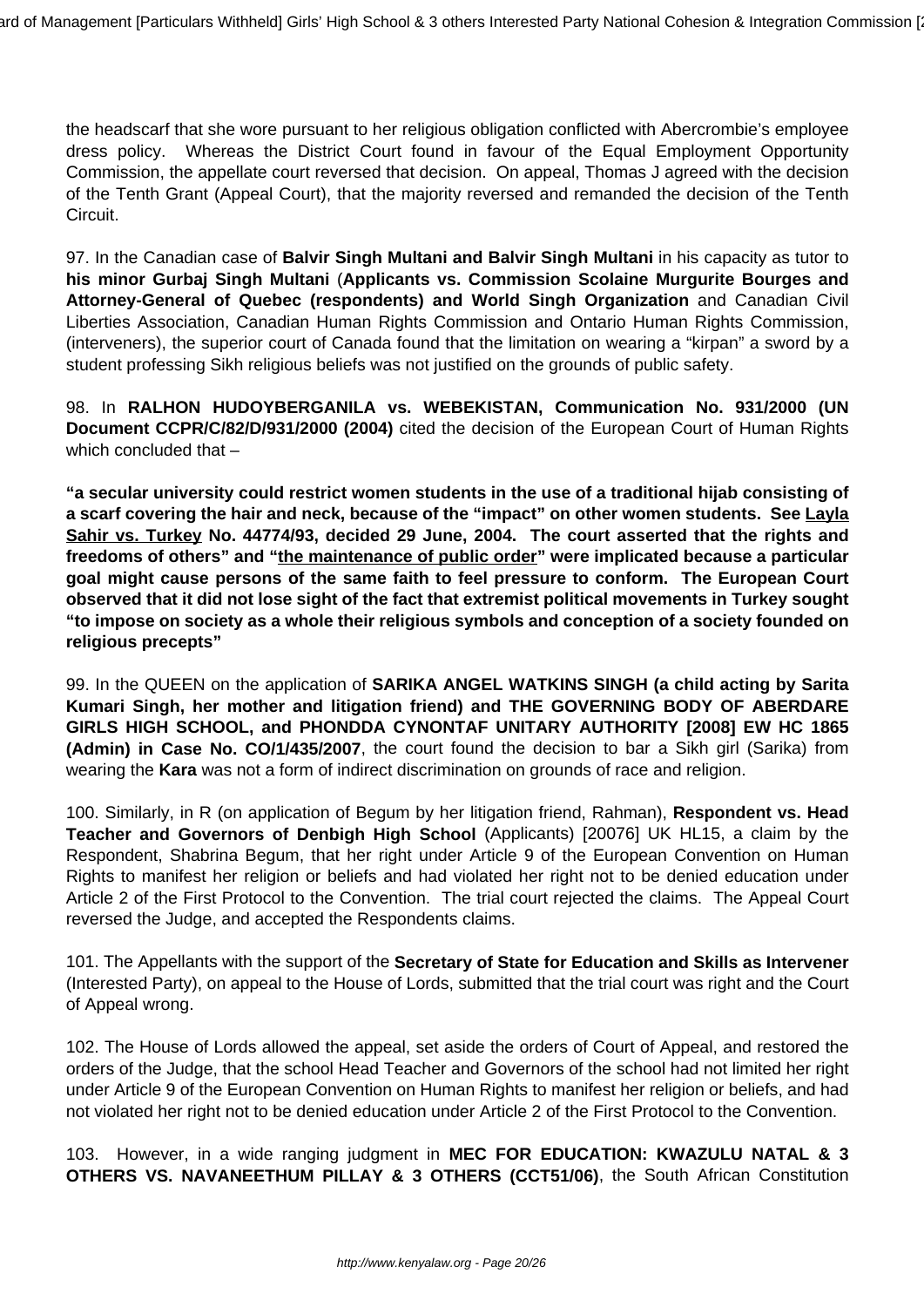the headscarf that she wore pursuant to her religious obligation conflicted with Abercrombie's employee dress policy. Whereas the District Court found in favour of the Equal Employment Opportunity Commission, the appellate court reversed that decision. On appeal, Thomas J agreed with the decision of the Tenth Grant (Appeal Court), that the majority reversed and remanded the decision of the Tenth Circuit.

97. In the Canadian case of **Balvir Singh Multani and Balvir Singh Multani** in his capacity as tutor to **his minor Gurbaj Singh Multani** (**Applicants vs. Commission Scolaine Murgurite Bourges and Attorney-General of Quebec (respondents) and World Singh Organization** and Canadian Civil Liberties Association, Canadian Human Rights Commission and Ontario Human Rights Commission, (interveners), the superior court of Canada found that the limitation on wearing a "kirpan" a sword by a student professing Sikh religious beliefs was not justified on the grounds of public safety.

98. In **RALHON HUDOYBERGANILA vs. WEBEKISTAN, Communication No. 931/2000 (UN Document CCPR/C/82/D/931/2000 (2004)** cited the decision of the European Court of Human Rights which concluded that –

**"a secular university could restrict women students in the use of a traditional hijab consisting of a scarf covering the hair and neck, because of the "impact" on other women students. See <u>Layla Sahir vs. Turkey</u> No. 44774/93, decided 29 June, 2004. The court asserted that the rights and freedoms of others" and "<u>the maintenance of public order</u>" were implicated because a particular goal might cause persons of the same faith to feel pressure to conform. The European Court observed that it did not lose sight of the fact that extremist political movements in Turkey sought "to impose on society as a whole their religious symbols and conception of a society founded on religious precepts"**

99. In the QUEEN on the application of **SARIKA ANGEL WATKINS SINGH (a child acting by Sarita Kumari Singh, her mother and litigation friend) and THE GOVERNING BODY OF ABERDARE GIRLS HIGH SCHOOL, and PHONDDA CYNONTAF UNITARY AUTHORITY [2008] EW HC 1865 (Admin) in Case No. CO/1/435/2007**, the court found the decision to bar a Sikh girl (Sarika) from wearing the **Kara** was not a form of indirect discrimination on grounds of race and religion.

100. Similarly, in R (on application of Begum by her litigation friend, Rahman), **Respondent vs. Head Teacher and Governors of Denbigh High School** (Applicants) [20076] UK HL15, a claim by the Respondent, Shabrina Begum, that her right under Article 9 of the European Convention on Human Rights to manifest her religion or beliefs and had violated her right not to be denied education under Article 2 of the First Protocol to the Convention. The trial court rejected the claims. The Appeal Court reversed the Judge, and accepted the Respondents claims.

101. The Appellants with the support of the **Secretary of State for Education and Skills as Intervener** (Interested Party), on appeal to the House of Lords, submitted that the trial court was right and the Court of Appeal wrong.

102. The House of Lords allowed the appeal, set aside the orders of Court of Appeal, and restored the orders of the Judge, that the school Head Teacher and Governors of the school had not limited her right under Article 9 of the European Convention on Human Rights to manifest her religion or beliefs, and had not violated her right not to be denied education under Article 2 of the First Protocol to the Convention.

103. However, in a wide ranging judgment in **MEC FOR EDUCATION: KWAZULU NATAL & 3 OTHERS VS. NAVANEETHUM PILLAY & 3 OTHERS (CCT51/06)**, the South African Constitution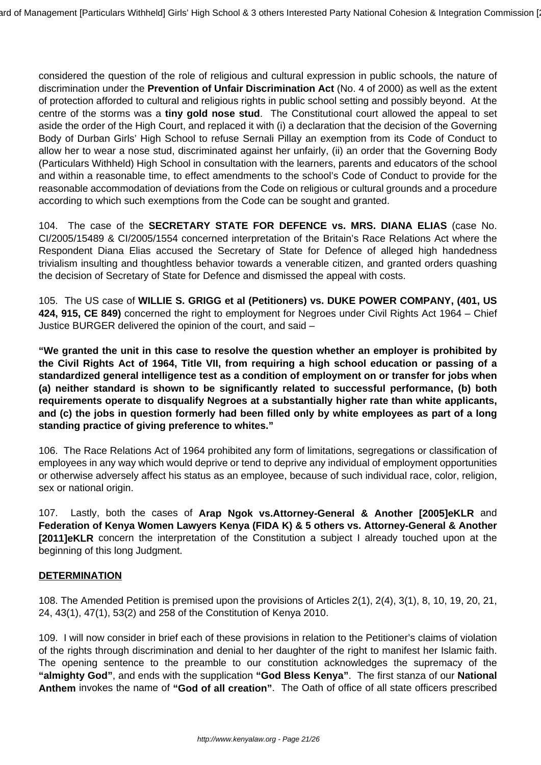considered the question of the role of religious and cultural expression in public schools, the nature of discrimination under the **Prevention of Unfair Discrimination Act** (No. 4 of 2000) as well as the extent of protection afforded to cultural and religious rights in public school setting and possibly beyond. At the centre of the storms was a **tiny gold nose stud**. The Constitutional court allowed the appeal to set aside the order of the High Court, and replaced it with (i) a declaration that the decision of the Governing Body of Durban Girls' High School to refuse Sernali Pillay an exemption from its Code of Conduct to allow her to wear a nose stud, discriminated against her unfairly, (ii) an order that the Governing Body (Particulars Withheld) High School in consultation with the learners, parents and educators of the school and within a reasonable time, to effect amendments to the school's Code of Conduct to provide for the reasonable accommodation of deviations from the Code on religious or cultural grounds and a procedure according to which such exemptions from the Code can be sought and granted.

104. The case of the **SECRETARY STATE FOR DEFENCE vs. MRS. DIANA ELIAS** (case No. CI/2005/15489 & CI/2005/1554 concerned interpretation of the Britain's Race Relations Act where the Respondent Diana Elias accused the Secretary of State for Defence of alleged high handedness trivialism insulting and thoughtless behavior towards a venerable citizen, and granted orders quashing the decision of Secretary of State for Defence and dismissed the appeal with costs.

105. The US case of **WILLIE S. GRIGG et al (Petitioners) vs. DUKE POWER COMPANY, (401, US 424, 915, CE 849)** concerned the right to employment for Negroes under Civil Rights Act 1964 – Chief Justice BURGER delivered the opinion of the court, and said –

**"We granted the unit in this case to resolve the question whether an employer is prohibited by the Civil Rights Act of 1964, Title VII, from requiring a high school education or passing of a standardized general intelligence test as a condition of employment on or transfer for jobs when (a) neither standard is shown to be significantly related to successful performance, (b) both requirements operate to disqualify Negroes at a substantially higher rate than white applicants, and (c) the jobs in question formerly had been filled only by white employees as part of a long standing practice of giving preference to whites."**

106. The Race Relations Act of 1964 prohibited any form of limitations, segregations or classification of employees in any way which would deprive or tend to deprive any individual of employment opportunities or otherwise adversely affect his status as an employee, because of such individual race, color, religion, sex or national origin.

107. Lastly, both the cases of **Arap Ngok vs.Attorney-General & Another [2005]eKLR** and **Federation of Kenya Women Lawyers Kenya (FIDA K) & 5 others vs. Attorney-General & Another [2011]eKLR** concern the interpretation of the Constitution a subject I already touched upon at the beginning of this long Judgment.

**DETERMINATION**

108. The Amended Petition is premised upon the provisions of Articles 2(1), 2(4), 3(1), 8, 10, 19, 20, 21, 24, 43(1), 47(1), 53(2) and 258 of the Constitution of Kenya 2010.

109. I will now consider in brief each of these provisions in relation to the Petitioner's claims of violation of the rights through discrimination and denial to her daughter of the right to manifest her Islamic faith. The opening sentence to the preamble to our constitution acknowledges the supremacy of the **"almighty God"**, and ends with the supplication **"God Bless Kenya"**. The first stanza of our **National Anthem** invokes the name of **"God of all creation"**. The Oath of office of all state officers prescribed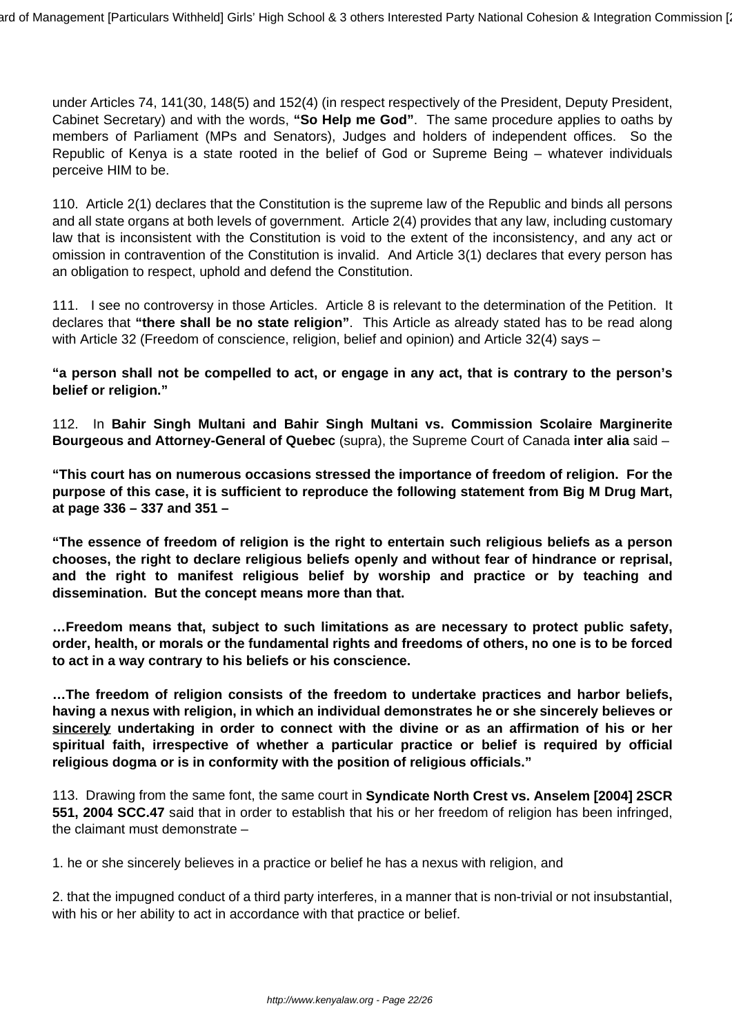under Articles 74, 141(30, 148(5) and 152(4) (in respect respectively of the President, Deputy President, Cabinet Secretary) and with the words, **"So Help me God"**. The same procedure applies to oaths by members of Parliament (MPs and Senators), Judges and holders of independent offices. So the Republic of Kenya is a state rooted in the belief of God or Supreme Being – whatever individuals perceive HIM to be.

110. Article 2(1) declares that the Constitution is the supreme law of the Republic and binds all persons and all state organs at both levels of government. Article 2(4) provides that any law, including customary law that is inconsistent with the Constitution is void to the extent of the inconsistency, and any act or omission in contravention of the Constitution is invalid. And Article 3(1) declares that every person has an obligation to respect, uphold and defend the Constitution.

111. I see no controversy in those Articles. Article 8 is relevant to the determination of the Petition. It declares that **"there shall be no state religion"**. This Article as already stated has to be read along with Article 32 (Freedom of conscience, religion, belief and opinion) and Article 32(4) says –

**"a person shall not be compelled to act, or engage in any act, that is contrary to the person's belief or religion."**

112. In **Bahir Singh Multani and Bahir Singh Multani vs. Commission Scolaire Marginerite Bourgeous and Attorney-General of Quebec** (supra), the Supreme Court of Canada **inter alia** said –

**"This court has on numerous occasions stressed the importance of freedom of religion. For the purpose of this case, it is sufficient to reproduce the following statement from Big M Drug Mart, at page 336 – 337 and 351 –**

**"The essence of freedom of religion is the right to entertain such religious beliefs as a person chooses, the right to declare religious beliefs openly and without fear of hindrance or reprisal, and the right to manifest religious belief by worship and practice or by teaching and dissemination. But the concept means more than that.**

**…Freedom means that, subject to such limitations as are necessary to protect public safety, order, health, or morals or the fundamental rights and freedoms of others, no one is to be forced to act in a way contrary to his beliefs or his conscience.**

**…The freedom of religion consists of the freedom to undertake practices and harbor beliefs, having a nexus with religion, in which an individual demonstrates he or she sincerely believes or <u>sincerely</u> undertaking in order to connect with the divine or as an affirmation of his or her spiritual faith, irrespective of whether a particular practice or belief is required by official religious dogma or is in conformity with the position of religious officials."**

113. Drawing from the same font, the same court in **Syndicate North Crest vs. Anselem [2004] 2SCR 551, 2004 SCC.47** said that in order to establish that his or her freedom of religion has been infringed, the claimant must demonstrate –

1. he or she sincerely believes in a practice or belief he has a nexus with religion, and

2. that the impugned conduct of a third party interferes, in a manner that is non-trivial or not insubstantial, with his or her ability to act in accordance with that practice or belief.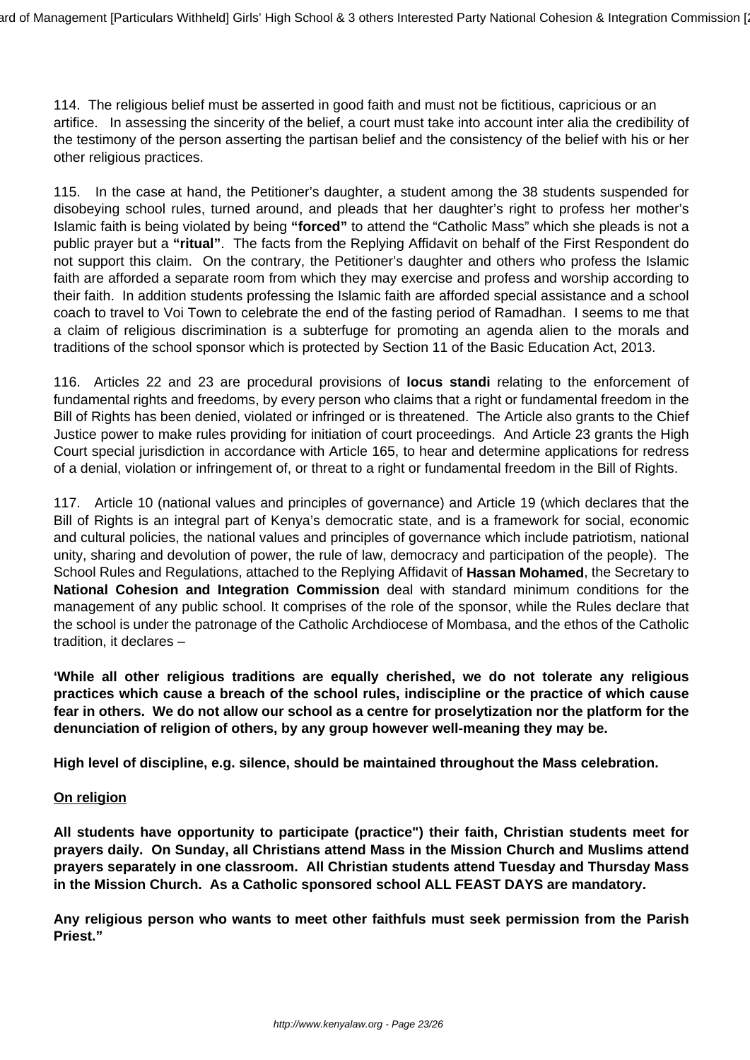114. The religious belief must be asserted in good faith and must not be fictitious, capricious or an artifice. In assessing the sincerity of the belief, a court must take into account inter alia the credibility of the testimony of the person asserting the partisan belief and the consistency of the belief with his or her other religious practices.

115. In the case at hand, the Petitioner's daughter, a student among the 38 students suspended for disobeying school rules, turned around, and pleads that her daughter's right to profess her mother's Islamic faith is being violated by being **"forced"** to attend the "Catholic Mass" which she pleads is not a public prayer but a **"ritual"**. The facts from the Replying Affidavit on behalf of the First Respondent do not support this claim. On the contrary, the Petitioner's daughter and others who profess the Islamic faith are afforded a separate room from which they may exercise and profess and worship according to their faith. In addition students professing the Islamic faith are afforded special assistance and a school coach to travel to Voi Town to celebrate the end of the fasting period of Ramadhan. I seems to me that a claim of religious discrimination is a subterfuge for promoting an agenda alien to the morals and traditions of the school sponsor which is protected by Section 11 of the Basic Education Act, 2013.

116. Articles 22 and 23 are procedural provisions of **locus standi** relating to the enforcement of fundamental rights and freedoms, by every person who claims that a right or fundamental freedom in the Bill of Rights has been denied, violated or infringed or is threatened. The Article also grants to the Chief Justice power to make rules providing for initiation of court proceedings. And Article 23 grants the High Court special jurisdiction in accordance with Article 165, to hear and determine applications for redress of a denial, violation or infringement of, or threat to a right or fundamental freedom in the Bill of Rights.

117. Article 10 (national values and principles of governance) and Article 19 (which declares that the Bill of Rights is an integral part of Kenya's democratic state, and is a framework for social, economic and cultural policies, the national values and principles of governance which include patriotism, national unity, sharing and devolution of power, the rule of law, democracy and participation of the people). The School Rules and Regulations, attached to the Replying Affidavit of **Hassan Mohamed**, the Secretary to **National Cohesion and Integration Commission** deal with standard minimum conditions for the management of any public school. It comprises of the role of the sponsor, while the Rules declare that the school is under the patronage of the Catholic Archdiocese of Mombasa, and the ethos of the Catholic tradition, it declares –

**'While all other religious traditions are equally cherished, we do not tolerate any religious practices which cause a breach of the school rules, indiscipline or the practice of which cause fear in others. We do not allow our school as a centre for proselytization nor the platform for the denunciation of religion of others, by any group however well-meaning they may be.**

**High level of discipline, e.g. silence, should be maintained throughout the Mass celebration.**

**<u>On religion</u>**

**All students have opportunity to participate (practice") their faith, Christian students meet for prayers daily. On Sunday, all Christians attend Mass in the Mission Church and Muslims attend prayers separately in one classroom. All Christian students attend Tuesday and Thursday Mass in the Mission Church. As a Catholic sponsored school ALL FEAST DAYS are mandatory.**

**Any religious person who wants to meet other faithfuls must seek permission from the Parish Priest."**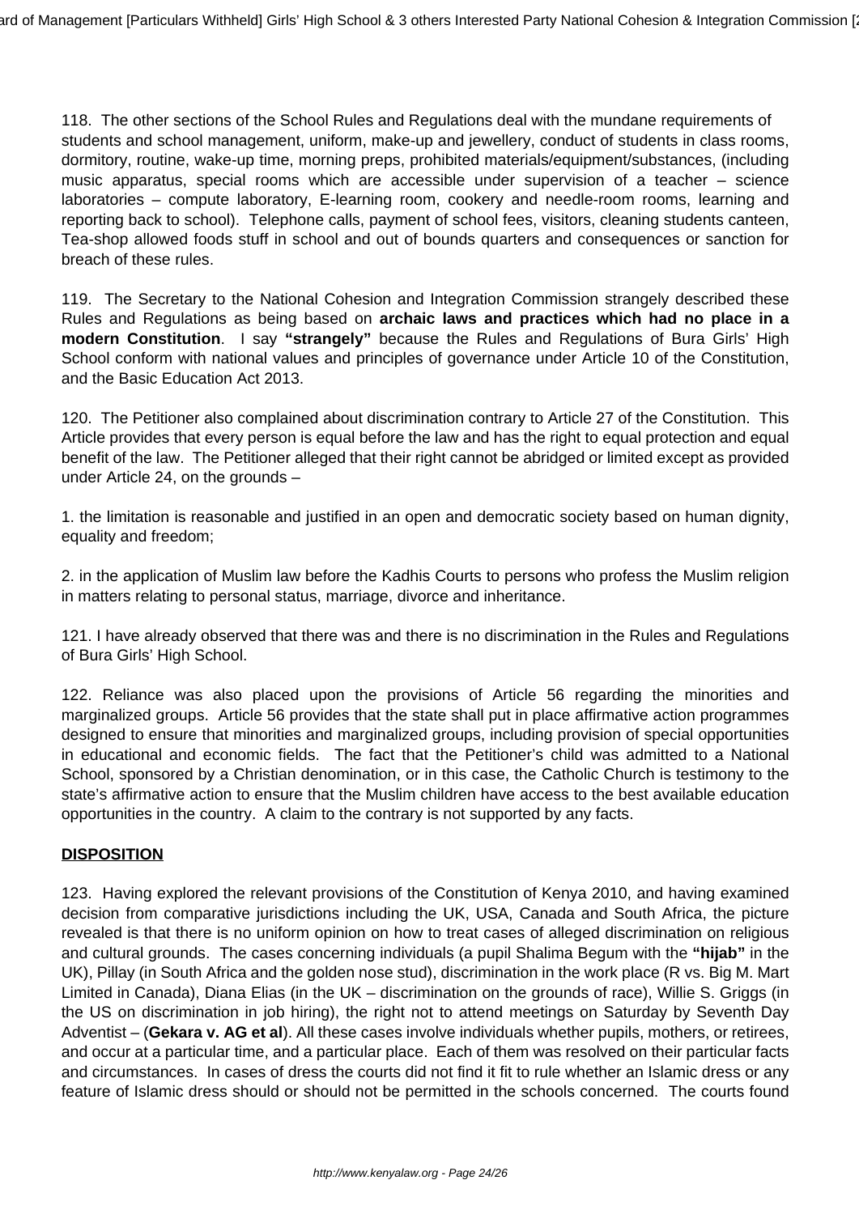118. The other sections of the School Rules and Regulations deal with the mundane requirements of students and school management, uniform, make-up and jewellery, conduct of students in class rooms, dormitory, routine, wake-up time, morning preps, prohibited materials/equipment/substances, (including music apparatus, special rooms which are accessible under supervision of a teacher – science laboratories – compute laboratory, E-learning room, cookery and needle-room rooms, learning and reporting back to school). Telephone calls, payment of school fees, visitors, cleaning students canteen, Tea-shop allowed foods stuff in school and out of bounds quarters and consequences or sanction for breach of these rules.

119. The Secretary to the National Cohesion and Integration Commission strangely described these Rules and Regulations as being based on **archaic laws and practices which had no place in a modern Constitution**. I say **"strangely"** because the Rules and Regulations of Bura Girls' High School conform with national values and principles of governance under Article 10 of the Constitution, and the Basic Education Act 2013.

120. The Petitioner also complained about discrimination contrary to Article 27 of the Constitution. This Article provides that every person is equal before the law and has the right to equal protection and equal benefit of the law. The Petitioner alleged that their right cannot be abridged or limited except as provided under Article 24, on the grounds –

1. the limitation is reasonable and justified in an open and democratic society based on human dignity, equality and freedom;

2. in the application of Muslim law before the Kadhis Courts to persons who profess the Muslim religion in matters relating to personal status, marriage, divorce and inheritance.

121. I have already observed that there was and there is no discrimination in the Rules and Regulations of Bura Girls' High School.

122. Reliance was also placed upon the provisions of Article 56 regarding the minorities and marginalized groups. Article 56 provides that the state shall put in place affirmative action programmes designed to ensure that minorities and marginalized groups, including provision of special opportunities in educational and economic fields. The fact that the Petitioner's child was admitted to a National School, sponsored by a Christian denomination, or in this case, the Catholic Church is testimony to the state's affirmative action to ensure that the Muslim children have access to the best available education opportunities in the country. A claim to the contrary is not supported by any facts.

**DISPOSITION**

123. Having explored the relevant provisions of the Constitution of Kenya 2010, and having examined decision from comparative jurisdictions including the UK, USA, Canada and South Africa, the picture revealed is that there is no uniform opinion on how to treat cases of alleged discrimination on religious and cultural grounds. The cases concerning individuals (a pupil Shalima Begum with the **"hijab"** in the UK), Pillay (in South Africa and the golden nose stud), discrimination in the work place (R vs. Big M. Mart Limited in Canada), Diana Elias (in the UK – discrimination on the grounds of race), Willie S. Griggs (in the US on discrimination in job hiring), the right not to attend meetings on Saturday by Seventh Day Adventist – (**Gekara v. AG et al**). All these cases involve individuals whether pupils, mothers, or retirees, and occur at a particular time, and a particular place. Each of them was resolved on their particular facts and circumstances. In cases of dress the courts did not find it fit to rule whether an Islamic dress or any feature of Islamic dress should or should not be permitted in the schools concerned. The courts found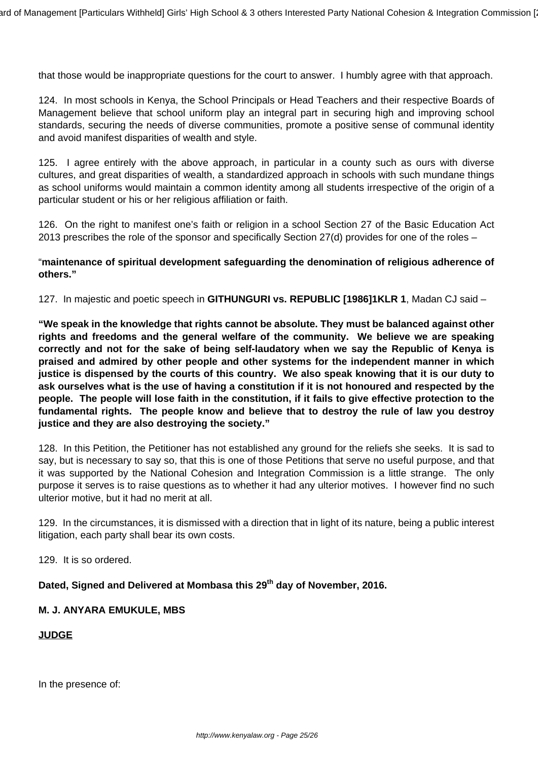that those would be inappropriate questions for the court to answer. I humbly agree with that approach.

124. In most schools in Kenya, the School Principals or Head Teachers and their respective Boards of Management believe that school uniform play an integral part in securing high and improving school standards, securing the needs of diverse communities, promote a positive sense of communal identity and avoid manifest disparities of wealth and style.

125. I agree entirely with the above approach, in particular in a county such as ours with diverse cultures, and great disparities of wealth, a standardized approach in schools with such mundane things as school uniforms would maintain a common identity among all students irrespective of the origin of a particular student or his or her religious affiliation or faith.

126. On the right to manifest one's faith or religion in a school Section 27 of the Basic Education Act 2013 prescribes the role of the sponsor and specifically Section 27(d) provides for one of the roles –

"**maintenance of spiritual development safeguarding the denomination of religious adherence of others."**

127. In majestic and poetic speech in **GITHUNGURI vs. REPUBLIC [1986]1KLR 1**, Madan CJ said –

**"We speak in the knowledge that rights cannot be absolute. They must be balanced against other rights and freedoms and the general welfare of the community. We believe we are speaking correctly and not for the sake of being self-laudatory when we say the Republic of Kenya is praised and admired by other people and other systems for the independent manner in which justice is dispensed by the courts of this country. We also speak knowing that it is our duty to ask ourselves what is the use of having a constitution if it is not honoured and respected by the people. The people will lose faith in the constitution, if it fails to give effective protection to the fundamental rights. The people know and believe that to destroy the rule of law you destroy justice and they are also destroying the society."**

128. In this Petition, the Petitioner has not established any ground for the reliefs she seeks. It is sad to say, but is necessary to say so, that this is one of those Petitions that serve no useful purpose, and that it was supported by the National Cohesion and Integration Commission is a little strange. The only purpose it serves is to raise questions as to whether it had any ulterior motives. I however find no such ulterior motive, but it had no merit at all.

129. In the circumstances, it is dismissed with a direction that in light of its nature, being a public interest litigation, each party shall bear its own costs.

129. It is so ordered.

**Dated, Signed and Delivered at Mombasa this 29th day of November, 2016.**

**M. J. ANYARA EMUKULE, MBS**

**JUDGE**

In the presence of: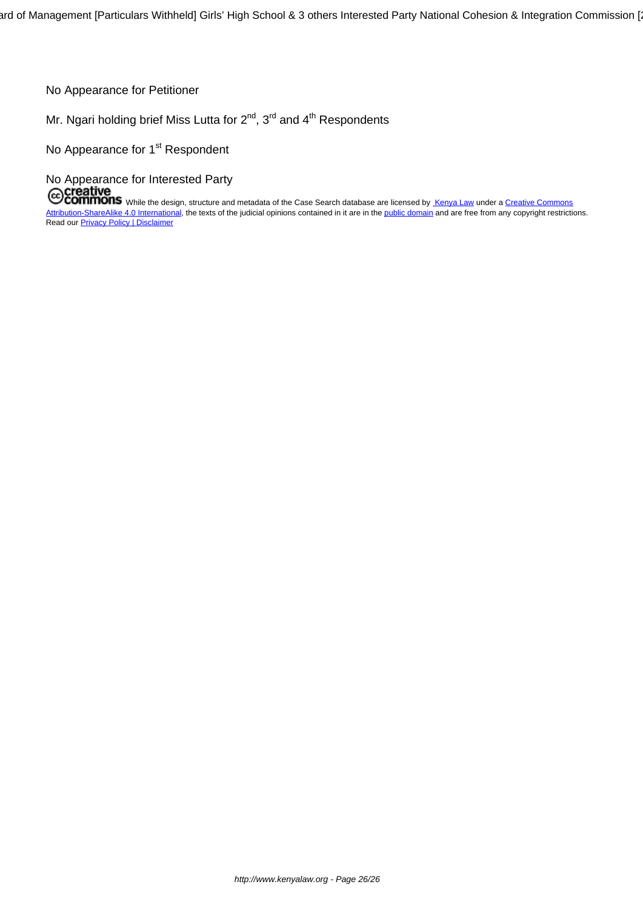No Appearance for Petitioner

Mr. Ngari holding brief Miss Lutta for 2nd, 3rd and 4th Respondents

No Appearance for 1st Respondent

No Appearance for Interested Party

While the design, structure and metadata of the Case Search database are licensed by Kenya Law under a Creative Commons Attribution-ShareAlike 4.0 International, the texts of the judicial opinions contained in it are in the public domain and are free from any copyright restrictions. Read our Privacy Policy | Disclaimer